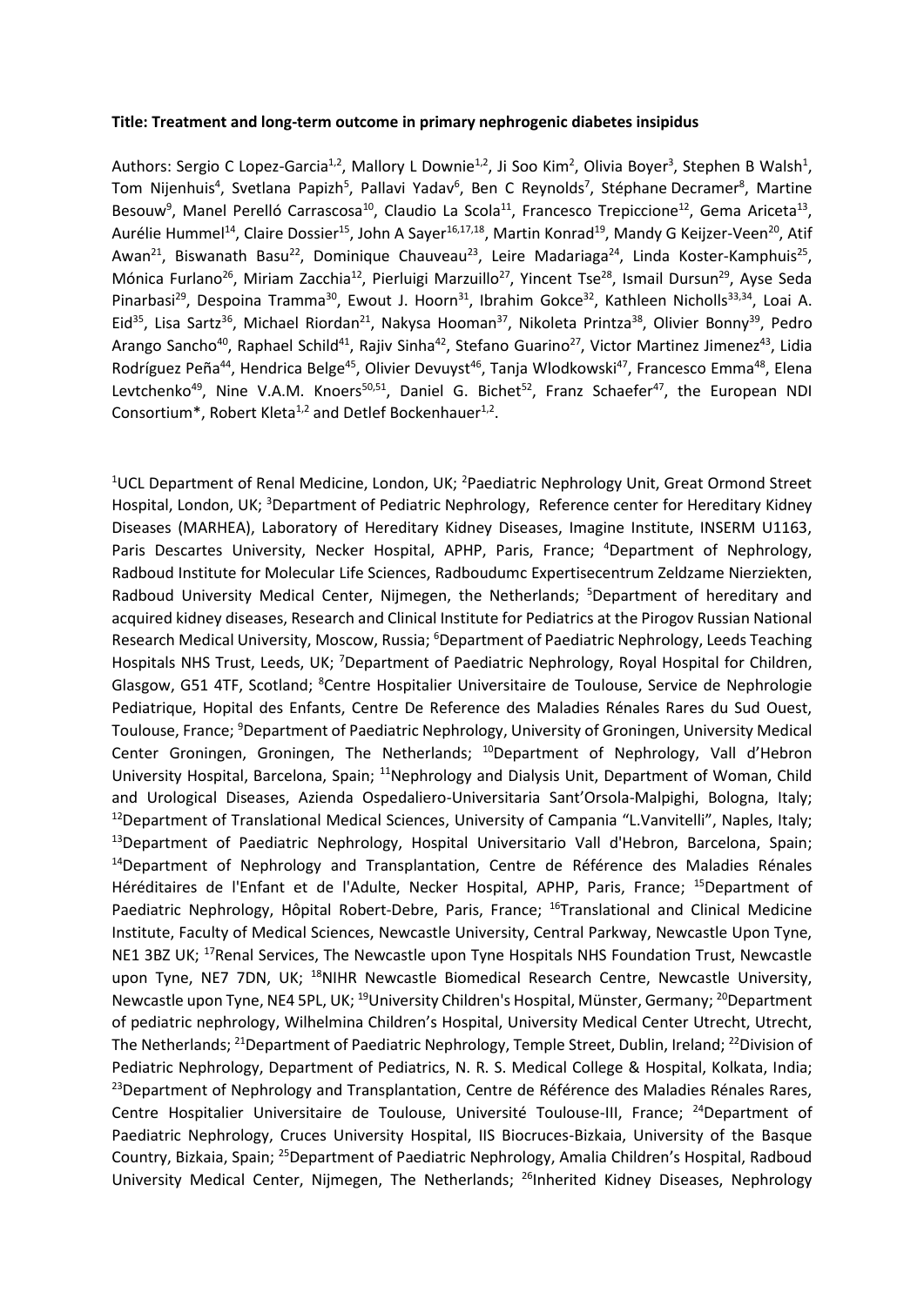**Title: Treatment and long-term outcome in primary nephrogenic diabetes insipidus**

Authors: Sergio C Lopez-Garcia[1,2], Mallory L Downie[1,2], Ji Soo Kim[2], Olivia Boyer[3], Stephen B Walsh[1], Tom Nijenhuis[4], Svetlana Papizh[5], Pallavi Yadav[6], Ben C Reynolds[7], Stéphane Decramer[8], Martine Besouw[9], Manel Perelló Carrascosa[10], Claudio La Scola[11], Francesco Trepiccione[12], Gema Ariceta[13], Aurélie Hummel[14], Claire Dossier[15], John A Sayer[16,17,18], Martin Konrad[19], Mandy G Keijzer-Veen[20], Atif Awan[21], Biswanath Basu[22], Dominique Chauveau[23], Leire Madariaga[24], Linda Koster-Kamphuis[25], Mónica Furlano[26], Miriam Zacchia[12], Pierluigi Marzuillo[27], Yincent Tse[28], Ismail Dursun[29], Ayse Seda Pinarbasi[29], Despoina Tramma[30], Ewout J. Hoorn[31], Ibrahim Gokce[32], Kathleen Nicholls[33,34], Loai A. Eid[35], Lisa Sartz[36], Michael Riordan[21], Nakysa Hooman[37], Nikoleta Printza[38], Olivier Bonny[39], Pedro Arango Sancho[40], Raphael Schild[41], Rajiv Sinha[42], Stefano Guarino[27], Victor Martinez Jimenez[43], Lidia Rodríguez Peña[44], Hendrica Belge[45], Olivier Devuyst[46], Tanja Wlodkowski[47], Francesco Emma[48], Elena Levtchenko[49], Nine V.A.M. Knoers[50,51], Daniel G. Bichet[52], Franz Schaefer[47], the European NDI Consortium*, Robert Kleta[1,2] and Detlef Bockenhauer[1,2].

[1]UCL Department of Renal Medicine, London, UK; [2]Paediatric Nephrology Unit, Great Ormond Street Hospital, London, UK; [3]Department of Pediatric Nephrology, Reference center for Hereditary Kidney Diseases (MARHEA), Laboratory of Hereditary Kidney Diseases, Imagine Institute, INSERM U1163, Paris Descartes University, Necker Hospital, APHP, Paris, France; [4]Department of Nephrology, Radboud Institute for Molecular Life Sciences, Radboudumc Expertisecentrum Zeldzame Nierziekten, Radboud University Medical Center, Nijmegen, the Netherlands; [5]Department of hereditary and acquired kidney diseases, Research and Clinical Institute for Pediatrics at the Pirogov Russian National Research Medical University, Moscow, Russia; [6]Department of Paediatric Nephrology, Leeds Teaching Hospitals NHS Trust, Leeds, UK; [7]Department of Paediatric Nephrology, Royal Hospital for Children, Glasgow, G51 4TF, Scotland; [8]Centre Hospitalier Universitaire de Toulouse, Service de Nephrologie Pediatrique, Hopital des Enfants, Centre De Reference des Maladies Rénales Rares du Sud Ouest, Toulouse, France; [9]Department of Paediatric Nephrology, University of Groningen, University Medical Center Groningen, Groningen, The Netherlands; [10]Department of Nephrology, Vall d'Hebron University Hospital, Barcelona, Spain; [11]Nephrology and Dialysis Unit, Department of Woman, Child and Urological Diseases, Azienda Ospedaliero-Universitaria Sant'Orsola-Malpighi, Bologna, Italy; [12]Department of Translational Medical Sciences, University of Campania "L.Vanvitelli", Naples, Italy; [13]Department of Paediatric Nephrology, Hospital Universitario Vall d'Hebron, Barcelona, Spain; [14]Department of Nephrology and Transplantation, Centre de Référence des Maladies Rénales Héréditaires de l'Enfant et de l'Adulte, Necker Hospital, APHP, Paris, France; [15]Department of Paediatric Nephrology, Hôpital Robert-Debre, Paris, France; [16]Translational and Clinical Medicine Institute, Faculty of Medical Sciences, Newcastle University, Central Parkway, Newcastle Upon Tyne, NE1 3BZ UK; [17]Renal Services, The Newcastle upon Tyne Hospitals NHS Foundation Trust, Newcastle upon Tyne, NE7 7DN, UK; [18]NIHR Newcastle Biomedical Research Centre, Newcastle University, Newcastle upon Tyne, NE4 5PL, UK; [19]University Children's Hospital, Münster, Germany; [20]Department of pediatric nephrology, Wilhelmina Children's Hospital, University Medical Center Utrecht, Utrecht, The Netherlands; [21]Department of Paediatric Nephrology, Temple Street, Dublin, Ireland; [22]Division of Pediatric Nephrology, Department of Pediatrics, N. R. S. Medical College & Hospital, Kolkata, India; [23]Department of Nephrology and Transplantation, Centre de Référence des Maladies Rénales Rares, Centre Hospitalier Universitaire de Toulouse, Université Toulouse-III, France; [24]Department of Paediatric Nephrology, Cruces University Hospital, IIS Biocruces-Bizkaia, University of the Basque Country, Bizkaia, Spain; [25]Department of Paediatric Nephrology, Amalia Children's Hospital, Radboud University Medical Center, Nijmegen, The Netherlands; [26]Inherited Kidney Diseases, Nephrology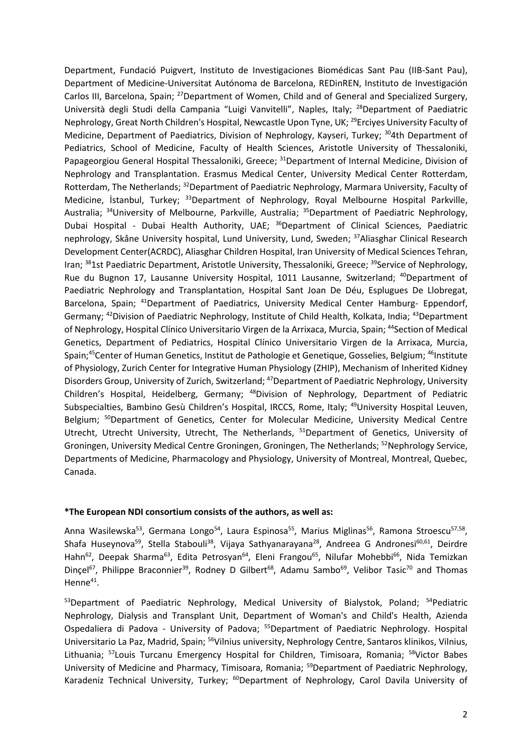Department, Fundació Puigvert, Instituto de Investigaciones Biomédicas Sant Pau (IIB-Sant Pau), Department of Medicine-Universitat Autónoma de Barcelona, REDinREN, Instituto de Investigación Carlos III, Barcelona, Spain; [27]Department of Women, Child and of General and Specialized Surgery, Università degli Studi della Campania "Luigi Vanvitelli", Naples, Italy; [28]Department of Paediatric Nephrology, Great North Children's Hospital, Newcastle Upon Tyne, UK; [29]Erciyes University Faculty of Medicine, Department of Paediatrics, Division of Nephrology, Kayseri, Turkey; [30]4th Department of Pediatrics, School of Medicine, Faculty of Health Sciences, Aristotle University of Thessaloniki, Papageorgiou General Hospital Thessaloniki, Greece; [31]Department of Internal Medicine, Division of Nephrology and Transplantation. Erasmus Medical Center, University Medical Center Rotterdam, Rotterdam, The Netherlands; [32]Department of Paediatric Nephrology, Marmara University, Faculty of Medicine, İstanbul, Turkey; [33]Department of Nephrology, Royal Melbourne Hospital Parkville, Australia; [34]University of Melbourne, Parkville, Australia; [35]Department of Paediatric Nephrology, Dubai Hospital - Dubai Health Authority, UAE; [36]Department of Clinical Sciences, Paediatric nephrology, Skåne University hospital, Lund University, Lund, Sweden; [37]Aliasghar Clinical Research Development Center(ACRDC), Aliasghar Children Hospital, Iran University of Medical Sciences Tehran, Iran; [38]1st Paediatric Department, Aristotle University, Thessaloniki, Greece; [39]Service of Nephrology, Rue du Bugnon 17, Lausanne University Hospital, 1011 Lausanne, Switzerland; [40]Department of Paediatric Nephrology and Transplantation, Hospital Sant Joan De Déu, Esplugues De Llobregat, Barcelona, Spain; [41]Department of Paediatrics, University Medical Center Hamburg- Eppendorf, Germany; [42]Division of Paediatric Nephrology, Institute of Child Health, Kolkata, India; [43]Department of Nephrology, Hospital Clínico Universitario Virgen de la Arrixaca, Murcia, Spain; [44]Section of Medical Genetics, Department of Pediatrics, Hospital Clínico Universitario Virgen de la Arrixaca, Murcia, Spain;[45]Center of Human Genetics, Institut de Pathologie et Genetique, Gosselies, Belgium; [46]Institute of Physiology, Zurich Center for Integrative Human Physiology (ZHIP), Mechanism of Inherited Kidney Disorders Group, University of Zurich, Switzerland; [47]Department of Paediatric Nephrology, University Children's Hospital, Heidelberg, Germany; [48]Division of Nephrology, Department of Pediatric Subspecialties, Bambino Gesù Children's Hospital, IRCCS, Rome, Italy; [49]University Hospital Leuven, Belgium; [50]Department of Genetics, Center for Molecular Medicine, University Medical Centre Utrecht, Utrecht University, Utrecht, The Netherlands, [51]Department of Genetics, University of Groningen, University Medical Centre Groningen, Groningen, The Netherlands; [52]Nephrology Service, Departments of Medicine, Pharmacology and Physiology, University of Montreal, Montreal, Quebec, Canada.

**\*The European NDI consortium consists of the authors, as well as:**

Anna Wasilewska[53], Germana Longo[54], Laura Espinosa[55], Marius Miglinas[56], Ramona Stroescu[57,58], Shafa Huseynova[59], Stella Stabouli[38], Vijaya Sathyanarayana[28], Andreea G Andronesi[60,61], Deirdre Hahn[62], Deepak Sharma[63], Edita Petrosyan[64], Eleni Frangou[65], Nilufar Mohebbi[66], Nida Temizkan Dinçel[67], Philippe Braconnier[39], Rodney D Gilbert[68], Adamu Sambo[69], Velibor Tasic[70] and Thomas Henne[41].

[53]Department of Paediatric Nephrology, Medical University of Bialystok, Poland; [54]Pediatric Nephrology, Dialysis and Transplant Unit, Department of Woman's and Child's Health, Azienda Ospedaliera di Padova - University of Padova; [55]Department of Paediatric Nephrology. Hospital Universitario La Paz, Madrid, Spain; [56]Vilnius university, Nephrology Centre, Santaros klinikos, Vilnius, Lithuania; [57]Louis Turcanu Emergency Hospital for Children, Timisoara, Romania; [58]Victor Babes University of Medicine and Pharmacy, Timisoara, Romania; [59]Department of Paediatric Nephrology, Karadeniz Technical University, Turkey; [60]Department of Nephrology, Carol Davila University of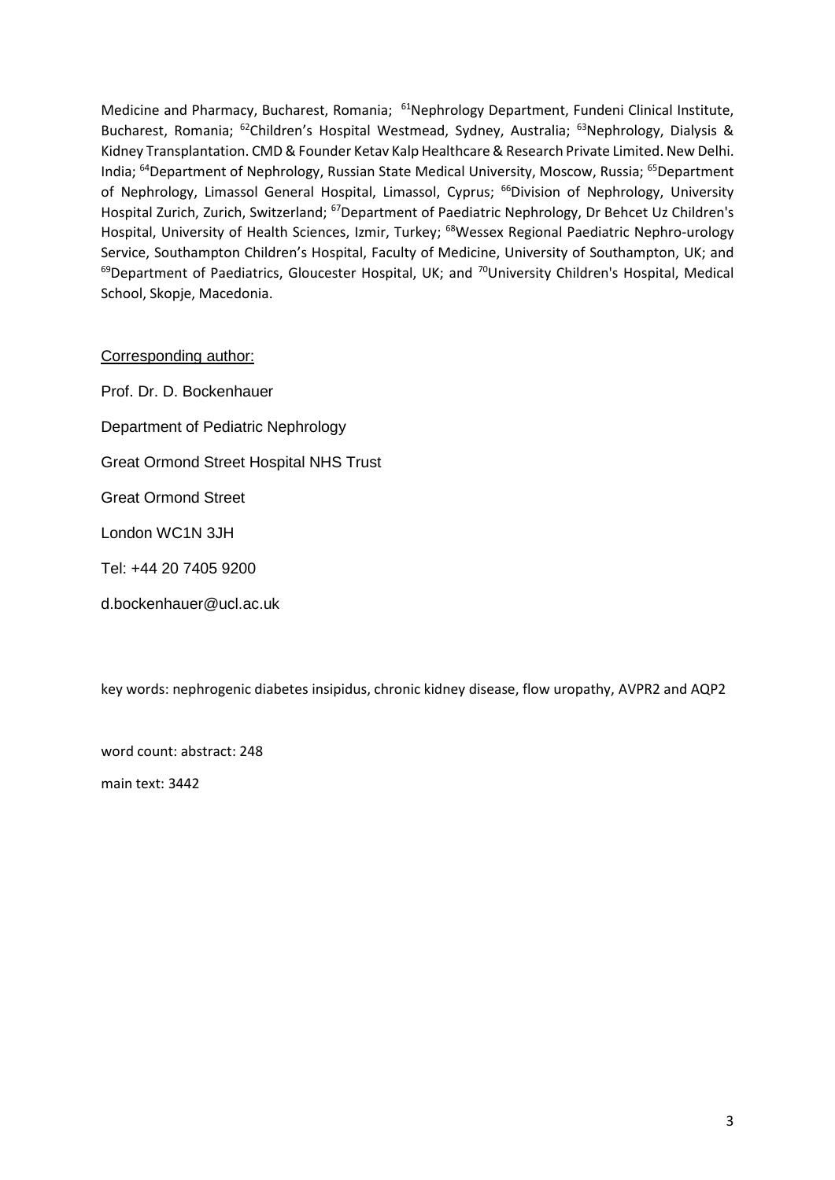Medicine and Pharmacy, Bucharest, Romania; [61]Nephrology Department, Fundeni Clinical Institute, Bucharest, Romania; [62]Children's Hospital Westmead, Sydney, Australia; [63]Nephrology, Dialysis & Kidney Transplantation. CMD & Founder Ketav Kalp Healthcare & Research Private Limited. New Delhi. India; [64]Department of Nephrology, Russian State Medical University, Moscow, Russia; [65]Department of Nephrology, Limassol General Hospital, Limassol, Cyprus; [66]Division of Nephrology, University Hospital Zurich, Zurich, Switzerland; [67]Department of Paediatric Nephrology, Dr Behcet Uz Children's Hospital, University of Health Sciences, Izmir, Turkey; [68]Wessex Regional Paediatric Nephro-urology Service, Southampton Children's Hospital, Faculty of Medicine, University of Southampton, UK; and [69]Department of Paediatrics, Gloucester Hospital, UK; and [70]University Children's Hospital, Medical School, Skopje, Macedonia.

Corresponding author:

Prof. Dr. D. Bockenhauer

Department of Pediatric Nephrology

Great Ormond Street Hospital NHS Trust

Great Ormond Street

London WC1N 3JH

Tel: +44 20 7405 9200

d.bockenhauer@ucl.ac.uk

key words: nephrogenic diabetes insipidus, chronic kidney disease, flow uropathy, AVPR2 and AQP2

word count: abstract: 248

main text: 3442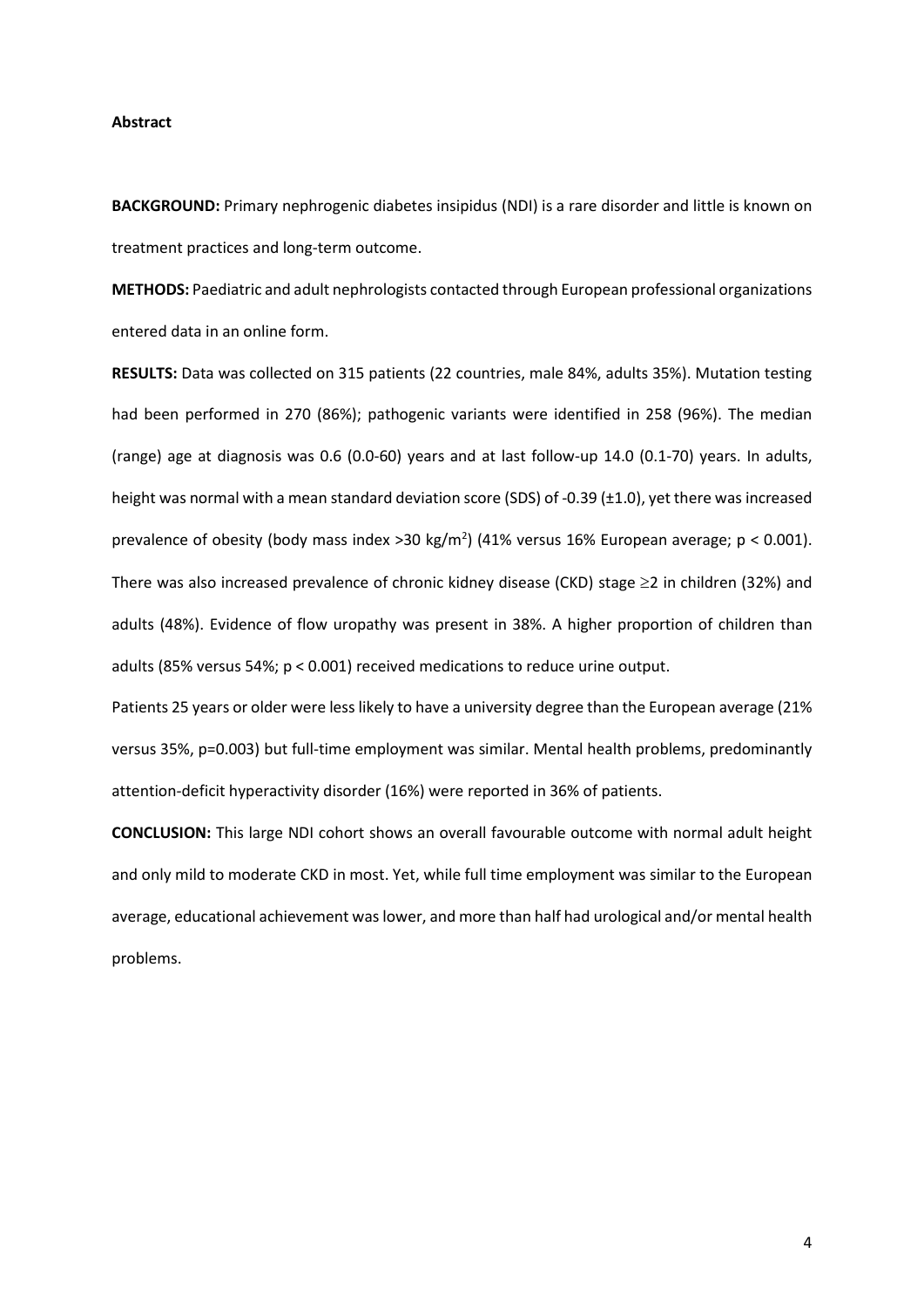**Abstract**

**BACKGROUND:** Primary nephrogenic diabetes insipidus (NDI) is a rare disorder and little is known on treatment practices and long-term outcome.

**METHODS:** Paediatric and adult nephrologists contacted through European professional organizations entered data in an online form.

**RESULTS:** Data was collected on 315 patients (22 countries, male 84%, adults 35%). Mutation testing had been performed in 270 (86%); pathogenic variants were identified in 258 (96%). The median (range) age at diagnosis was 0.6 (0.0-60) years and at last follow-up 14.0 (0.1-70) years. In adults, height was normal with a mean standard deviation score (SDS) of -0.39 (±1.0), yet there was increased prevalence of obesity (body mass index >30 kg/m$^2$) (41% versus 16% European average; $p < 0.001$). There was also increased prevalence of chronic kidney disease (CKD) stage $\geq$2 in children (32%) and adults (48%). Evidence of flow uropathy was present in 38%. A higher proportion of children than adults (85% versus 54%; $p < 0.001$) received medications to reduce urine output.

Patients 25 years or older were less likely to have a university degree than the European average (21% versus 35%, p=0.003) but full-time employment was similar. Mental health problems, predominantly attention-deficit hyperactivity disorder (16%) were reported in 36% of patients.

**CONCLUSION:** This large NDI cohort shows an overall favourable outcome with normal adult height and only mild to moderate CKD in most. Yet, while full time employment was similar to the European average, educational achievement was lower, and more than half had urological and/or mental health problems.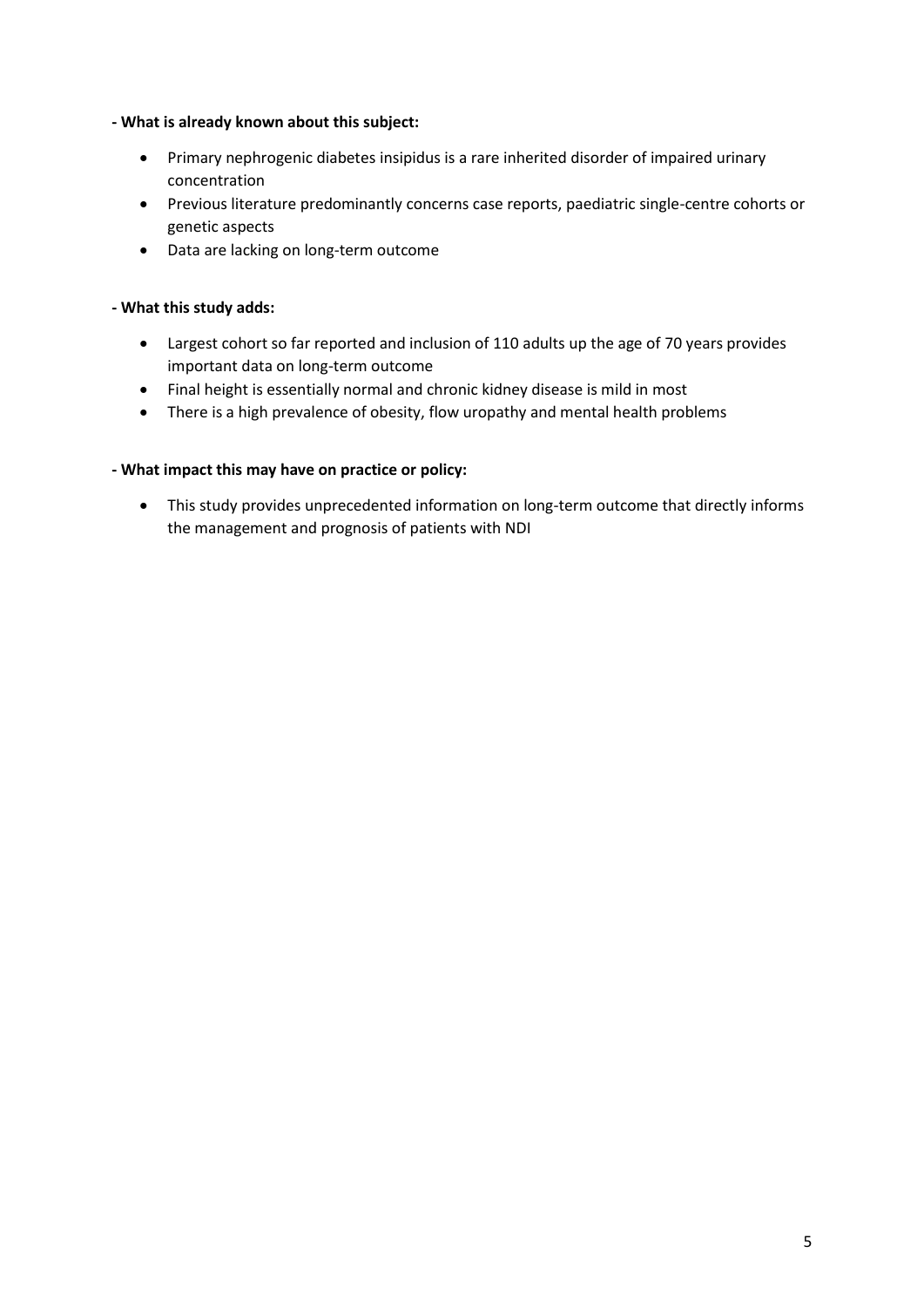**- What is already known about this subject:**

- Primary nephrogenic diabetes insipidus is a rare inherited disorder of impaired urinary concentration
- Previous literature predominantly concerns case reports, paediatric single-centre cohorts or genetic aspects
- Data are lacking on long-term outcome

**- What this study adds:**

- Largest cohort so far reported and inclusion of 110 adults up the age of 70 years provides important data on long-term outcome
- Final height is essentially normal and chronic kidney disease is mild in most
- There is a high prevalence of obesity, flow uropathy and mental health problems

**- What impact this may have on practice or policy:**

- This study provides unprecedented information on long-term outcome that directly informs the management and prognosis of patients with NDI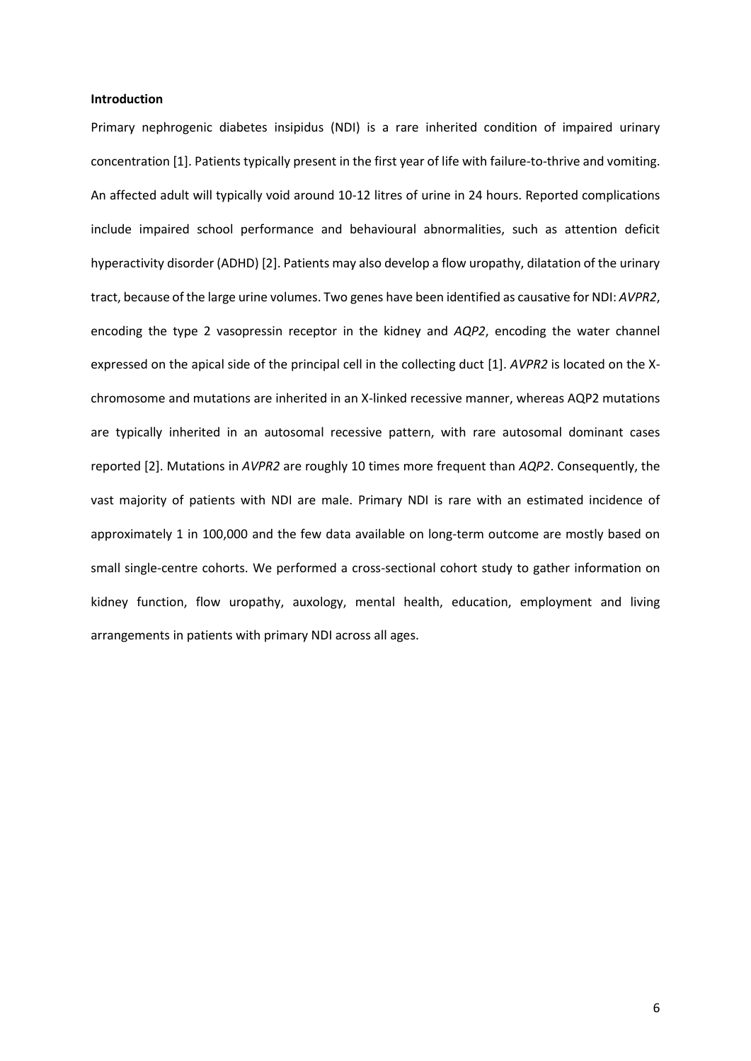**Introduction**

Primary nephrogenic diabetes insipidus (NDI) is a rare inherited condition of impaired urinary concentration [1]. Patients typically present in the first year of life with failure-to-thrive and vomiting. An affected adult will typically void around 10-12 litres of urine in 24 hours. Reported complications include impaired school performance and behavioural abnormalities, such as attention deficit hyperactivity disorder (ADHD) [2]. Patients may also develop a flow uropathy, dilatation of the urinary tract, because of the large urine volumes. Two genes have been identified as causative for NDI: *AVPR2*, encoding the type 2 vasopressin receptor in the kidney and *AQP2*, encoding the water channel expressed on the apical side of the principal cell in the collecting duct [1]. *AVPR2* is located on the X-chromosome and mutations are inherited in an X-linked recessive manner, whereas AQP2 mutations are typically inherited in an autosomal recessive pattern, with rare autosomal dominant cases reported [2]. Mutations in *AVPR2* are roughly 10 times more frequent than *AQP2*. Consequently, the vast majority of patients with NDI are male. Primary NDI is rare with an estimated incidence of approximately 1 in 100,000 and the few data available on long-term outcome are mostly based on small single-centre cohorts. We performed a cross-sectional cohort study to gather information on kidney function, flow uropathy, auxology, mental health, education, employment and living arrangements in patients with primary NDI across all ages.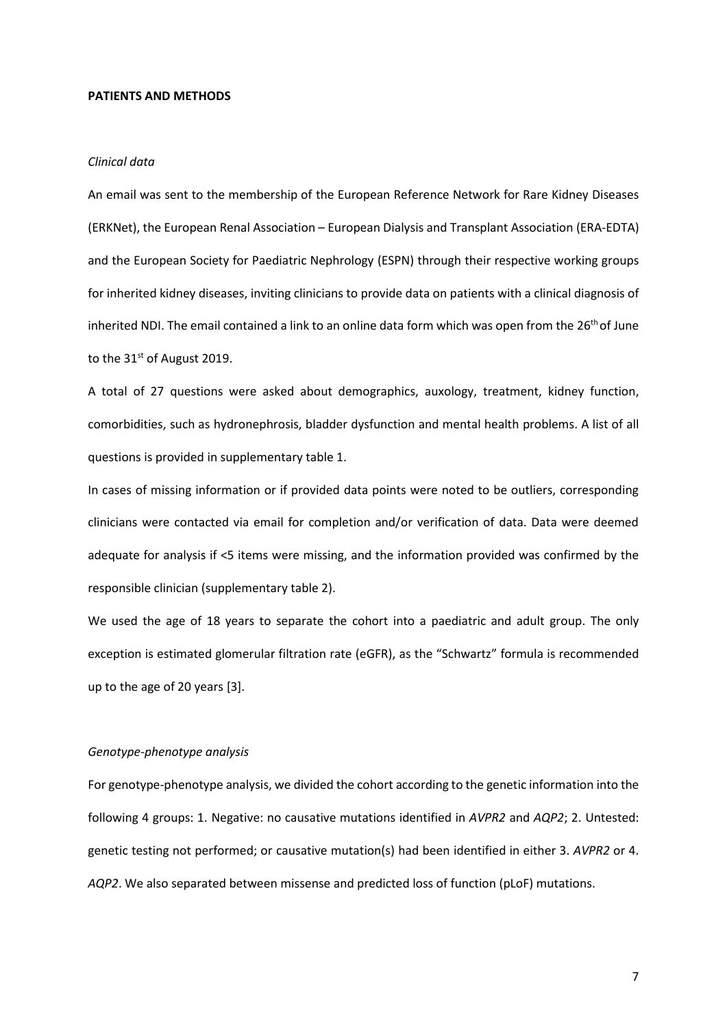**PATIENTS AND METHODS**

*Clinical data*

An email was sent to the membership of the European Reference Network for Rare Kidney Diseases (ERKNet), the European Renal Association – European Dialysis and Transplant Association (ERA-EDTA) and the European Society for Paediatric Nephrology (ESPN) through their respective working groups for inherited kidney diseases, inviting clinicians to provide data on patients with a clinical diagnosis of inherited NDI. The email contained a link to an online data form which was open from the 26th of June to the 31st of August 2019.

A total of 27 questions were asked about demographics, auxology, treatment, kidney function, comorbidities, such as hydronephrosis, bladder dysfunction and mental health problems. A list of all questions is provided in supplementary table 1.

In cases of missing information or if provided data points were noted to be outliers, corresponding clinicians were contacted via email for completion and/or verification of data. Data were deemed adequate for analysis if <5 items were missing, and the information provided was confirmed by the responsible clinician (supplementary table 2).

We used the age of 18 years to separate the cohort into a paediatric and adult group. The only exception is estimated glomerular filtration rate (eGFR), as the "Schwartz" formula is recommended up to the age of 20 years [3].

*Genotype-phenotype analysis*

For genotype-phenotype analysis, we divided the cohort according to the genetic information into the following 4 groups: 1. Negative: no causative mutations identified in *AVPR2* and *AQP2*; 2. Untested: genetic testing not performed; or causative mutation(s) had been identified in either 3. *AVPR2* or 4. *AQP2*. We also separated between missense and predicted loss of function (pLoF) mutations.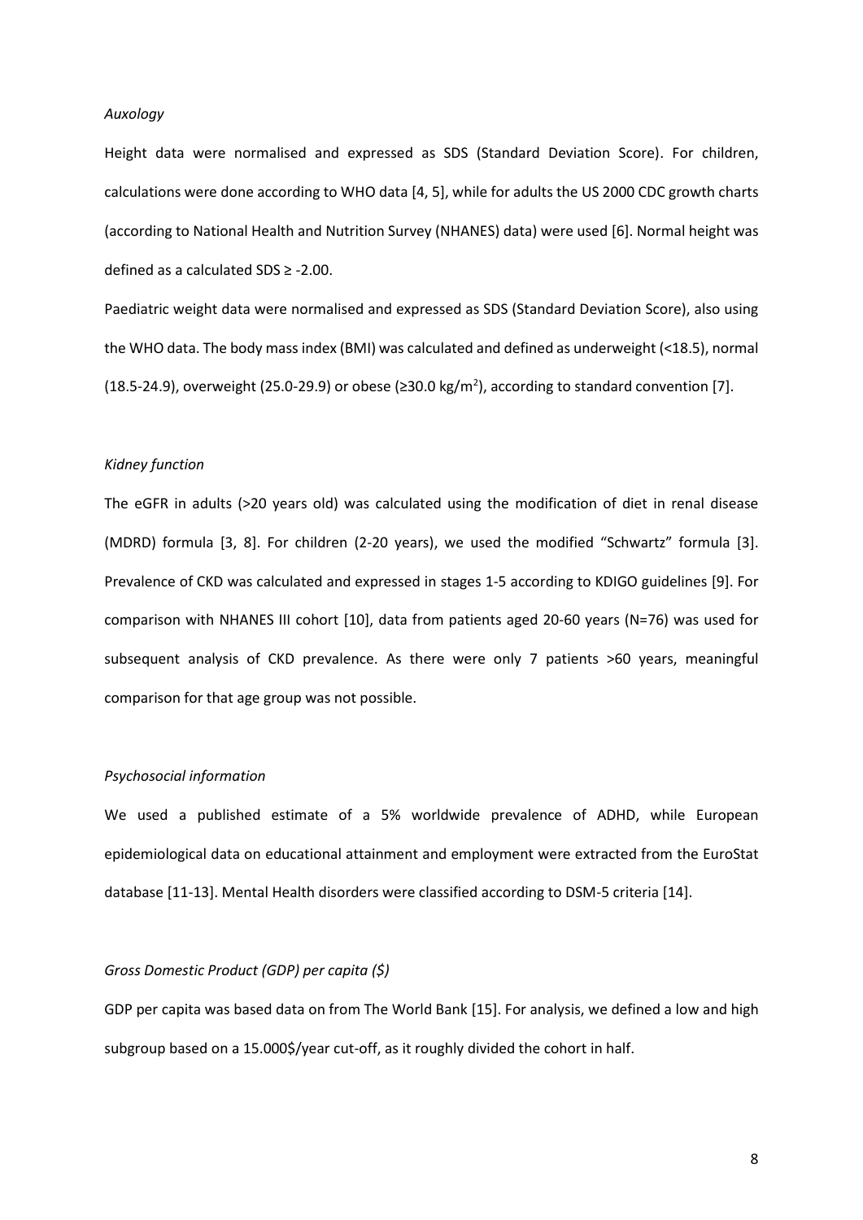*Auxology*

Height data were normalised and expressed as SDS (Standard Deviation Score). For children, calculations were done according to WHO data [4, 5], while for adults the US 2000 CDC growth charts (according to National Health and Nutrition Survey (NHANES) data) were used [6]. Normal height was defined as a calculated SDS ≥ -2.00.

Paediatric weight data were normalised and expressed as SDS (Standard Deviation Score), also using the WHO data. The body mass index (BMI) was calculated and defined as underweight (<18.5), normal (18.5-24.9), overweight (25.0-29.9) or obese (≥30.0 kg/m$^2$), according to standard convention [7].

*Kidney function*

The eGFR in adults (>20 years old) was calculated using the modification of diet in renal disease (MDRD) formula [3, 8]. For children (2-20 years), we used the modified "Schwartz" formula [3]. Prevalence of CKD was calculated and expressed in stages 1-5 according to KDIGO guidelines [9]. For comparison with NHANES III cohort [10], data from patients aged 20-60 years (N=76) was used for subsequent analysis of CKD prevalence. As there were only 7 patients >60 years, meaningful comparison for that age group was not possible.

*Psychosocial information*

We used a published estimate of a 5% worldwide prevalence of ADHD, while European epidemiological data on educational attainment and employment were extracted from the EuroStat database [11-13]. Mental Health disorders were classified according to DSM-5 criteria [14].

*Gross Domestic Product (GDP) per capita ($)*

GDP per capita was based data on from The World Bank [15]. For analysis, we defined a low and high subgroup based on a 15.000$/year cut-off, as it roughly divided the cohort in half.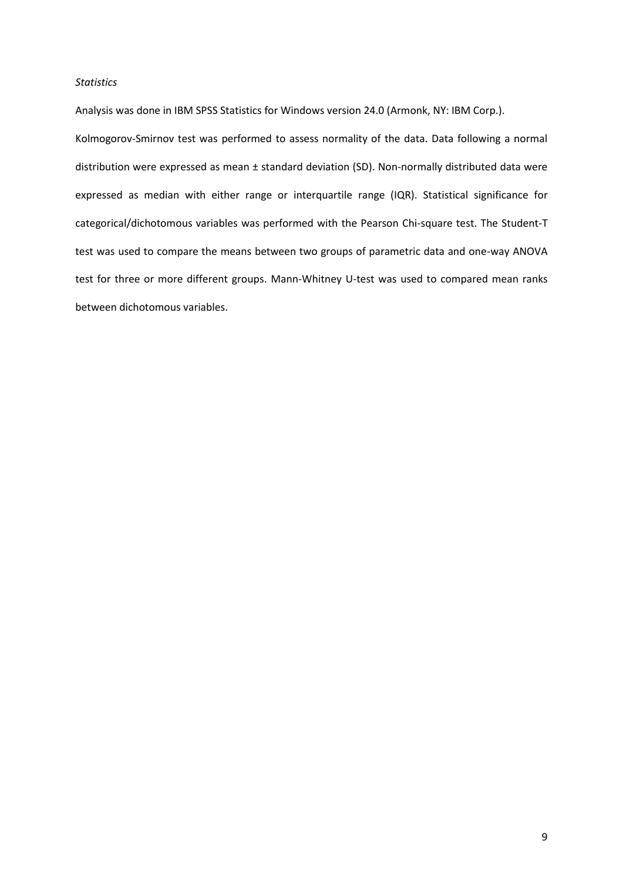*Statistics*

Analysis was done in IBM SPSS Statistics for Windows version 24.0 (Armonk, NY: IBM Corp.).

Kolmogorov-Smirnov test was performed to assess normality of the data. Data following a normal distribution were expressed as mean ± standard deviation (SD). Non-normally distributed data were expressed as median with either range or interquartile range (IQR). Statistical significance for categorical/dichotomous variables was performed with the Pearson Chi-square test. The Student-T test was used to compare the means between two groups of parametric data and one-way ANOVA test for three or more different groups. Mann-Whitney U-test was used to compared mean ranks between dichotomous variables.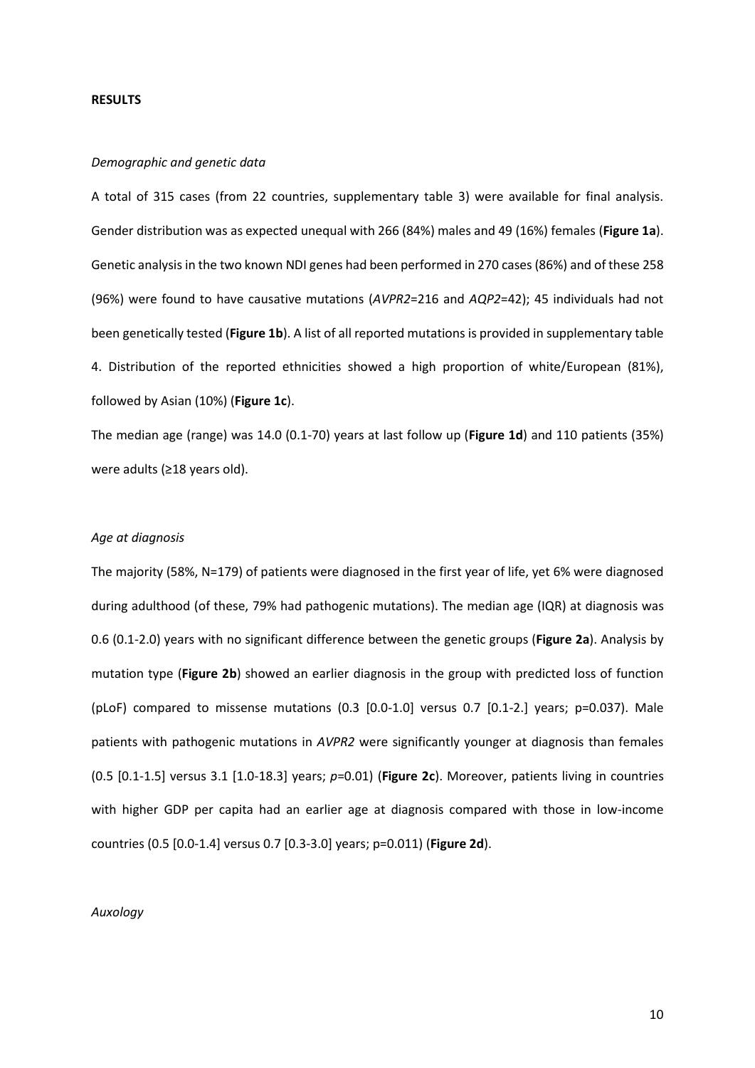**RESULTS**

*Demographic and genetic data*

A total of 315 cases (from 22 countries, supplementary table 3) were available for final analysis. Gender distribution was as expected unequal with 266 (84%) males and 49 (16%) females (**Figure 1a**). Genetic analysis in the two known NDI genes had been performed in 270 cases (86%) and of these 258 (96%) were found to have causative mutations (*AVPR2*=216 and *AQP2*=42); 45 individuals had not been genetically tested (**Figure 1b**). A list of all reported mutations is provided in supplementary table 4. Distribution of the reported ethnicities showed a high proportion of white/European (81%), followed by Asian (10%) (**Figure 1c**).

The median age (range) was 14.0 (0.1-70) years at last follow up (**Figure 1d**) and 110 patients (35%) were adults (≥18 years old).

*Age at diagnosis*

The majority (58%, N=179) of patients were diagnosed in the first year of life, yet 6% were diagnosed during adulthood (of these, 79% had pathogenic mutations). The median age (IQR) at diagnosis was 0.6 (0.1-2.0) years with no significant difference between the genetic groups (**Figure 2a**). Analysis by mutation type (**Figure 2b**) showed an earlier diagnosis in the group with predicted loss of function (pLoF) compared to missense mutations (0.3 [0.0-1.0] versus 0.7 [0.1-2.] years; p=0.037). Male patients with pathogenic mutations in *AVPR2* were significantly younger at diagnosis than females (0.5 [0.1-1.5] versus 3.1 [1.0-18.3] years; *p*=0.01) (**Figure 2c**). Moreover, patients living in countries with higher GDP per capita had an earlier age at diagnosis compared with those in low-income countries (0.5 [0.0-1.4] versus 0.7 [0.3-3.0] years; p=0.011) (**Figure 2d**).

*Auxology*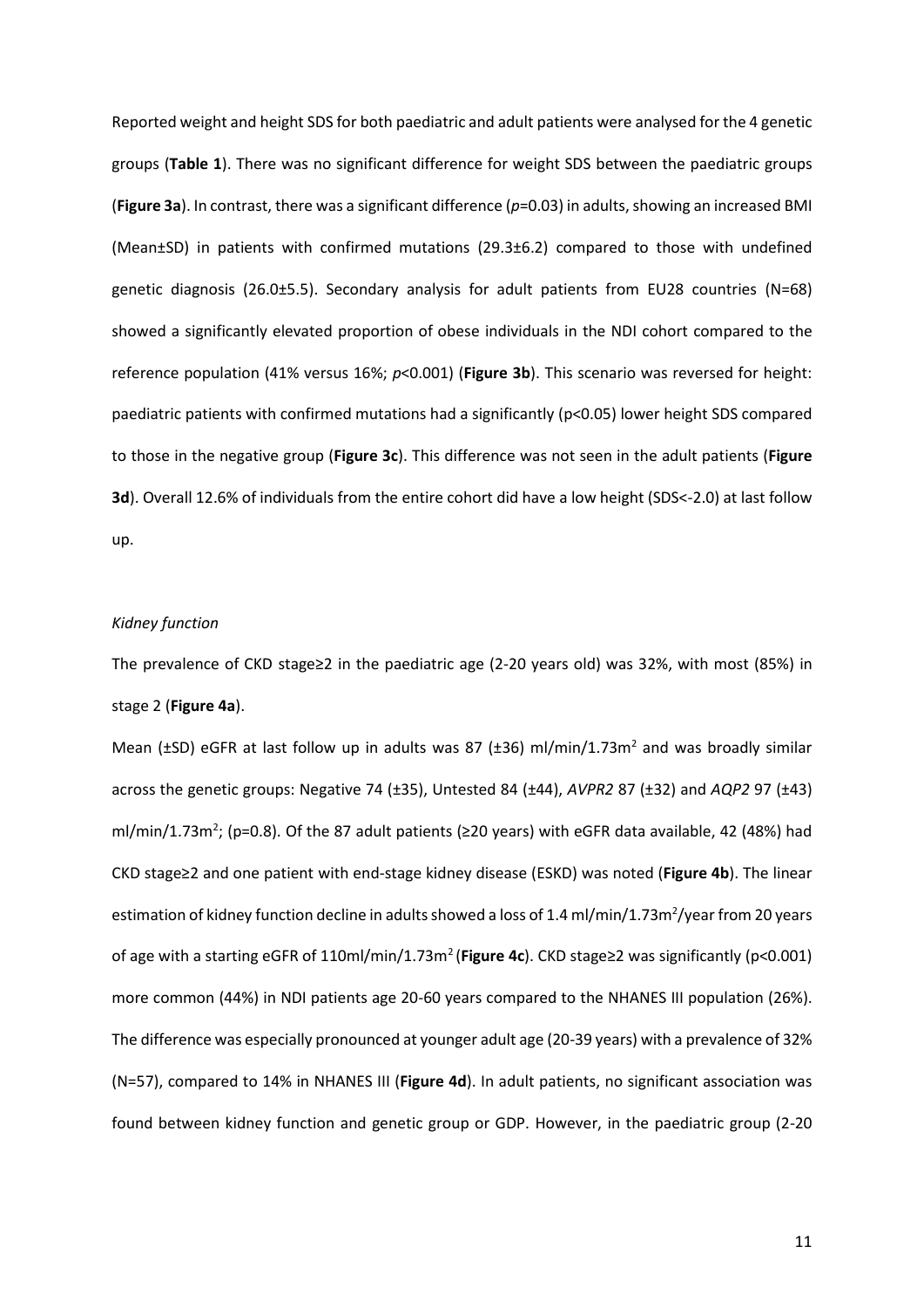Reported weight and height SDS for both paediatric and adult patients were analysed for the 4 genetic groups (**Table 1**). There was no significant difference for weight SDS between the paediatric groups (**Figure 3a**). In contrast, there was a significant difference ($p$=0.03) in adults, showing an increased BMI (Mean±SD) in patients with confirmed mutations (29.3±6.2) compared to those with undefined genetic diagnosis (26.0±5.5). Secondary analysis for adult patients from EU28 countries (N=68) showed a significantly elevated proportion of obese individuals in the NDI cohort compared to the reference population (41% versus 16%; $p$<0.001) (**Figure 3b**). This scenario was reversed for height: paediatric patients with confirmed mutations had a significantly (p<0.05) lower height SDS compared to those in the negative group (**Figure 3c**). This difference was not seen in the adult patients (**Figure 3d**). Overall 12.6% of individuals from the entire cohort did have a low height (SDS<-2.0) at last follow up.

*Kidney function*

The prevalence of CKD stage≥2 in the paediatric age (2-20 years old) was 32%, with most (85%) in stage 2 (**Figure 4a**).

Mean (±SD) eGFR at last follow up in adults was 87 (±36) ml/min/1.73m$^2$ and was broadly similar across the genetic groups: Negative 74 (±35), Untested 84 (±44), *AVPR2* 87 (±32) and *AQP2* 97 (±43) ml/min/1.73m$^2$; (p=0.8). Of the 87 adult patients (≥20 years) with eGFR data available, 42 (48%) had CKD stage≥2 and one patient with end-stage kidney disease (ESKD) was noted (**Figure 4b**). The linear estimation of kidney function decline in adults showed a loss of 1.4 ml/min/1.73m$^2$/year from 20 years of age with a starting eGFR of 110ml/min/1.73m$^2$ (**Figure 4c**). CKD stage≥2 was significantly (p<0.001) more common (44%) in NDI patients age 20-60 years compared to the NHANES III population (26%). The difference was especially pronounced at younger adult age (20-39 years) with a prevalence of 32% (N=57), compared to 14% in NHANES III (**Figure 4d**). In adult patients, no significant association was found between kidney function and genetic group or GDP. However, in the paediatric group (2-20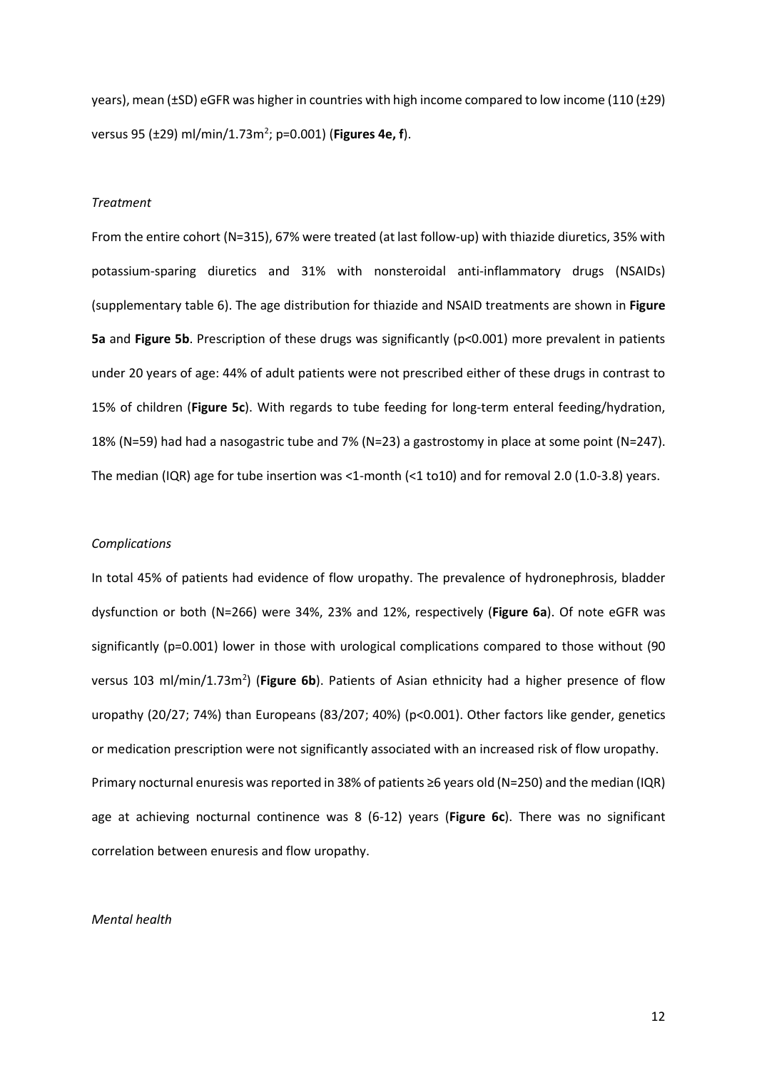years), mean (±SD) eGFR was higher in countries with high income compared to low income (110 (±29) versus 95 (±29) ml/min/1.73m$^2$; p=0.001) (**Figures 4e, f**).

*Treatment*

From the entire cohort (N=315), 67% were treated (at last follow-up) with thiazide diuretics, 35% with potassium-sparing diuretics and 31% with nonsteroidal anti-inflammatory drugs (NSAIDs) (supplementary table 6). The age distribution for thiazide and NSAID treatments are shown in **Figure 5a** and **Figure 5b**. Prescription of these drugs was significantly (p<0.001) more prevalent in patients under 20 years of age: 44% of adult patients were not prescribed either of these drugs in contrast to 15% of children (**Figure 5c**). With regards to tube feeding for long-term enteral feeding/hydration, 18% (N=59) had had a nasogastric tube and 7% (N=23) a gastrostomy in place at some point (N=247). The median (IQR) age for tube insertion was <1-month (<1 to10) and for removal 2.0 (1.0-3.8) years.

*Complications*

In total 45% of patients had evidence of flow uropathy. The prevalence of hydronephrosis, bladder dysfunction or both (N=266) were 34%, 23% and 12%, respectively (**Figure 6a**). Of note eGFR was significantly (p=0.001) lower in those with urological complications compared to those without (90 versus 103 ml/min/1.73m$^2$) (**Figure 6b**). Patients of Asian ethnicity had a higher presence of flow uropathy (20/27; 74%) than Europeans (83/207; 40%) (p<0.001). Other factors like gender, genetics or medication prescription were not significantly associated with an increased risk of flow uropathy.

Primary nocturnal enuresis was reported in 38% of patients ≥6 years old (N=250) and the median (IQR) age at achieving nocturnal continence was 8 (6-12) years (**Figure 6c**). There was no significant correlation between enuresis and flow uropathy.

*Mental health*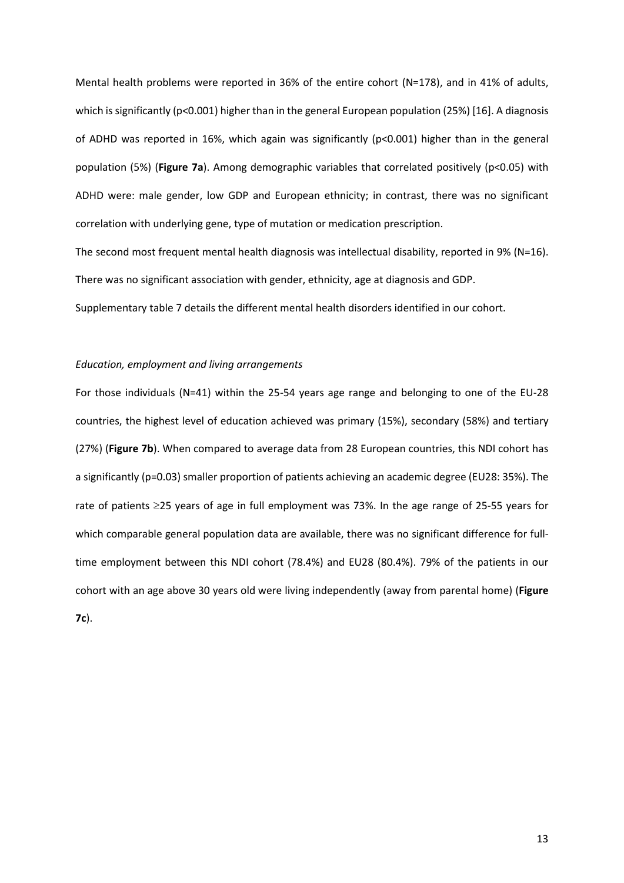Mental health problems were reported in 36% of the entire cohort (N=178), and in 41% of adults, which is significantly ($p<0.001$) higher than in the general European population (25%) [16]. A diagnosis of ADHD was reported in 16%, which again was significantly ($p<0.001$) higher than in the general population (5%) (**Figure 7a**). Among demographic variables that correlated positively ($p<0.05$) with ADHD were: male gender, low GDP and European ethnicity; in contrast, there was no significant correlation with underlying gene, type of mutation or medication prescription.

The second most frequent mental health diagnosis was intellectual disability, reported in 9% (N=16). There was no significant association with gender, ethnicity, age at diagnosis and GDP.

Supplementary table 7 details the different mental health disorders identified in our cohort.

*Education, employment and living arrangements*

For those individuals (N=41) within the 25-54 years age range and belonging to one of the EU-28 countries, the highest level of education achieved was primary (15%), secondary (58%) and tertiary (27%) (**Figure 7b**). When compared to average data from 28 European countries, this NDI cohort has a significantly ($p=0.03$) smaller proportion of patients achieving an academic degree (EU28: 35%). The rate of patients $\geq$25 years of age in full employment was 73%. In the age range of 25-55 years for which comparable general population data are available, there was no significant difference for full-time employment between this NDI cohort (78.4%) and EU28 (80.4%). 79% of the patients in our cohort with an age above 30 years old were living independently (away from parental home) (**Figure 7c**).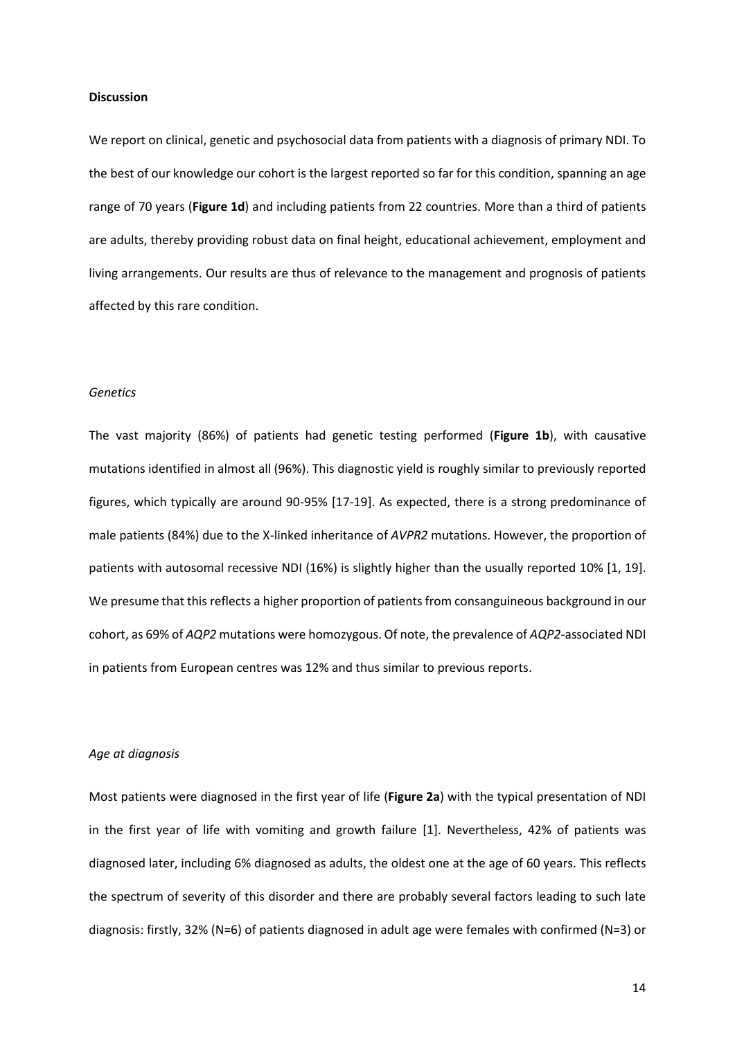## Discussion

We report on clinical, genetic and psychosocial data from patients with a diagnosis of primary NDI. To the best of our knowledge our cohort is the largest reported so far for this condition, spanning an age range of 70 years (**Figure 1d**) and including patients from 22 countries. More than a third of patients are adults, thereby providing robust data on final height, educational achievement, employment and living arrangements. Our results are thus of relevance to the management and prognosis of patients affected by this rare condition.

### *Genetics*

The vast majority (86%) of patients had genetic testing performed (**Figure 1b**), with causative mutations identified in almost all (96%). This diagnostic yield is roughly similar to previously reported figures, which typically are around 90-95% [17-19]. As expected, there is a strong predominance of male patients (84%) due to the X-linked inheritance of *AVPR2* mutations. However, the proportion of patients with autosomal recessive NDI (16%) is slightly higher than the usually reported 10% [1, 19]. We presume that this reflects a higher proportion of patients from consanguineous background in our cohort, as 69% of *AQP2* mutations were homozygous. Of note, the prevalence of *AQP2*-associated NDI in patients from European centres was 12% and thus similar to previous reports.

### *Age at diagnosis*

Most patients were diagnosed in the first year of life (**Figure 2a**) with the typical presentation of NDI in the first year of life with vomiting and growth failure [1]. Nevertheless, 42% of patients was diagnosed later, including 6% diagnosed as adults, the oldest one at the age of 60 years. This reflects the spectrum of severity of this disorder and there are probably several factors leading to such late diagnosis: firstly, 32% (N=6) of patients diagnosed in adult age were females with confirmed (N=3) or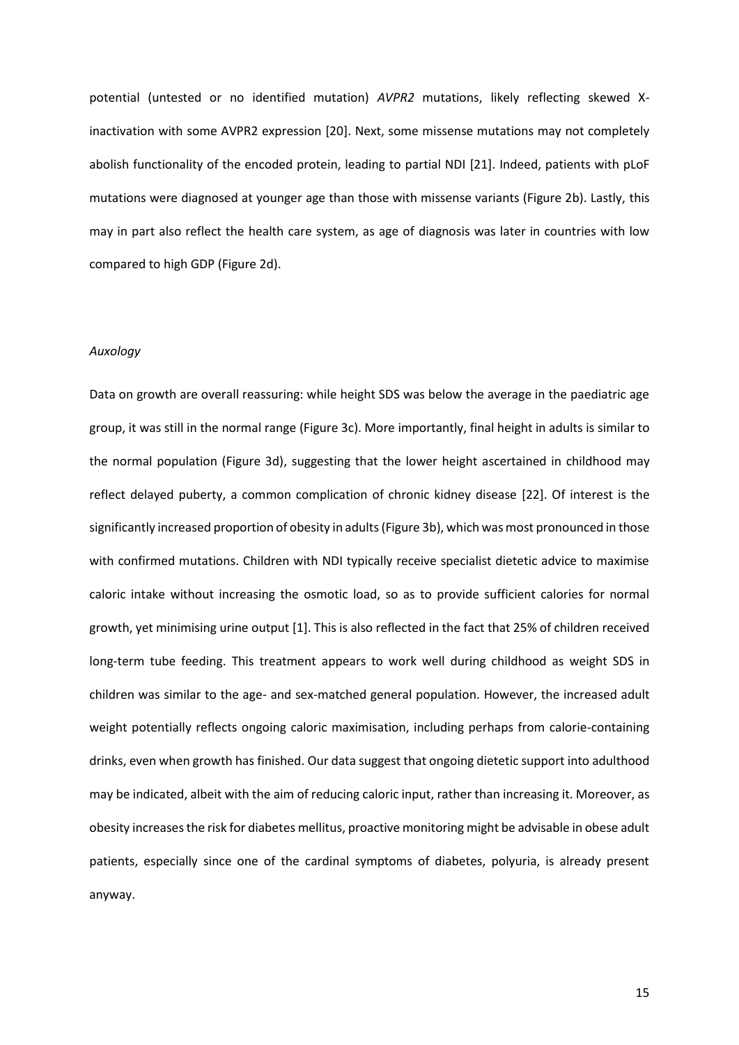potential (untested or no identified mutation) *AVPR2* mutations, likely reflecting skewed X-inactivation with some AVPR2 expression [20]. Next, some missense mutations may not completely abolish functionality of the encoded protein, leading to partial NDI [21]. Indeed, patients with pLoF mutations were diagnosed at younger age than those with missense variants (Figure 2b). Lastly, this may in part also reflect the health care system, as age of diagnosis was later in countries with low compared to high GDP (Figure 2d).

*Auxology*

Data on growth are overall reassuring: while height SDS was below the average in the paediatric age group, it was still in the normal range (Figure 3c). More importantly, final height in adults is similar to the normal population (Figure 3d), suggesting that the lower height ascertained in childhood may reflect delayed puberty, a common complication of chronic kidney disease [22]. Of interest is the significantly increased proportion of obesity in adults (Figure 3b), which was most pronounced in those with confirmed mutations. Children with NDI typically receive specialist dietetic advice to maximise caloric intake without increasing the osmotic load, so as to provide sufficient calories for normal growth, yet minimising urine output [1]. This is also reflected in the fact that 25% of children received long-term tube feeding. This treatment appears to work well during childhood as weight SDS in children was similar to the age- and sex-matched general population. However, the increased adult weight potentially reflects ongoing caloric maximisation, including perhaps from calorie-containing drinks, even when growth has finished. Our data suggest that ongoing dietetic support into adulthood may be indicated, albeit with the aim of reducing caloric input, rather than increasing it. Moreover, as obesity increases the risk for diabetes mellitus, proactive monitoring might be advisable in obese adult patients, especially since one of the cardinal symptoms of diabetes, polyuria, is already present anyway.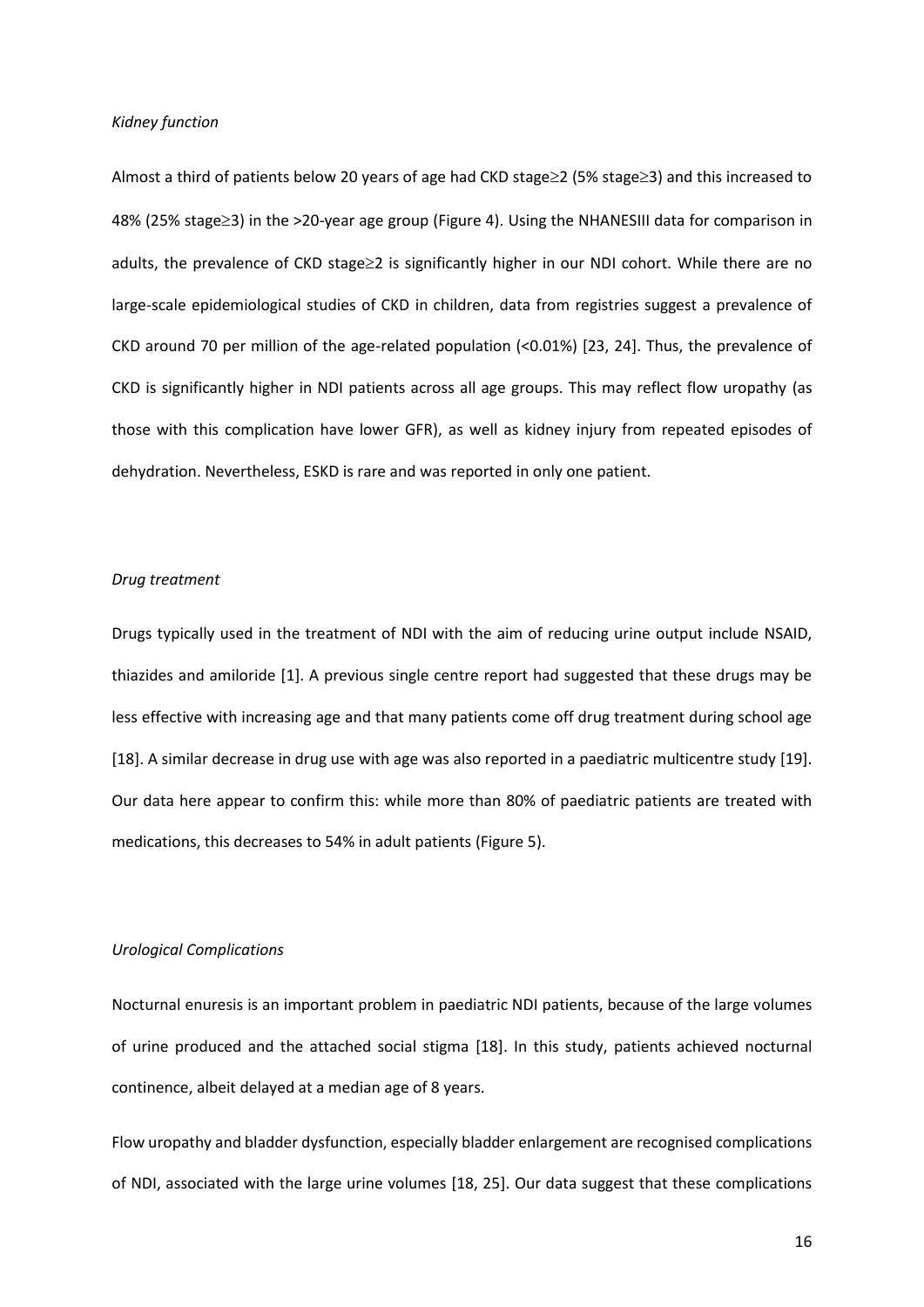*Kidney function*

Almost a third of patients below 20 years of age had CKD stage≥2 (5% stage≥3) and this increased to 48% (25% stage≥3) in the >20-year age group (Figure 4). Using the NHANESIII data for comparison in adults, the prevalence of CKD stage≥2 is significantly higher in our NDI cohort. While there are no large-scale epidemiological studies of CKD in children, data from registries suggest a prevalence of CKD around 70 per million of the age-related population (<0.01%) [23, 24]. Thus, the prevalence of CKD is significantly higher in NDI patients across all age groups. This may reflect flow uropathy (as those with this complication have lower GFR), as well as kidney injury from repeated episodes of dehydration. Nevertheless, ESKD is rare and was reported in only one patient.

*Drug treatment*

Drugs typically used in the treatment of NDI with the aim of reducing urine output include NSAID, thiazides and amiloride [1]. A previous single centre report had suggested that these drugs may be less effective with increasing age and that many patients come off drug treatment during school age [18]. A similar decrease in drug use with age was also reported in a paediatric multicentre study [19]. Our data here appear to confirm this: while more than 80% of paediatric patients are treated with medications, this decreases to 54% in adult patients (Figure 5).

*Urological Complications*

Nocturnal enuresis is an important problem in paediatric NDI patients, because of the large volumes of urine produced and the attached social stigma [18]. In this study, patients achieved nocturnal continence, albeit delayed at a median age of 8 years.

Flow uropathy and bladder dysfunction, especially bladder enlargement are recognised complications of NDI, associated with the large urine volumes [18, 25]. Our data suggest that these complications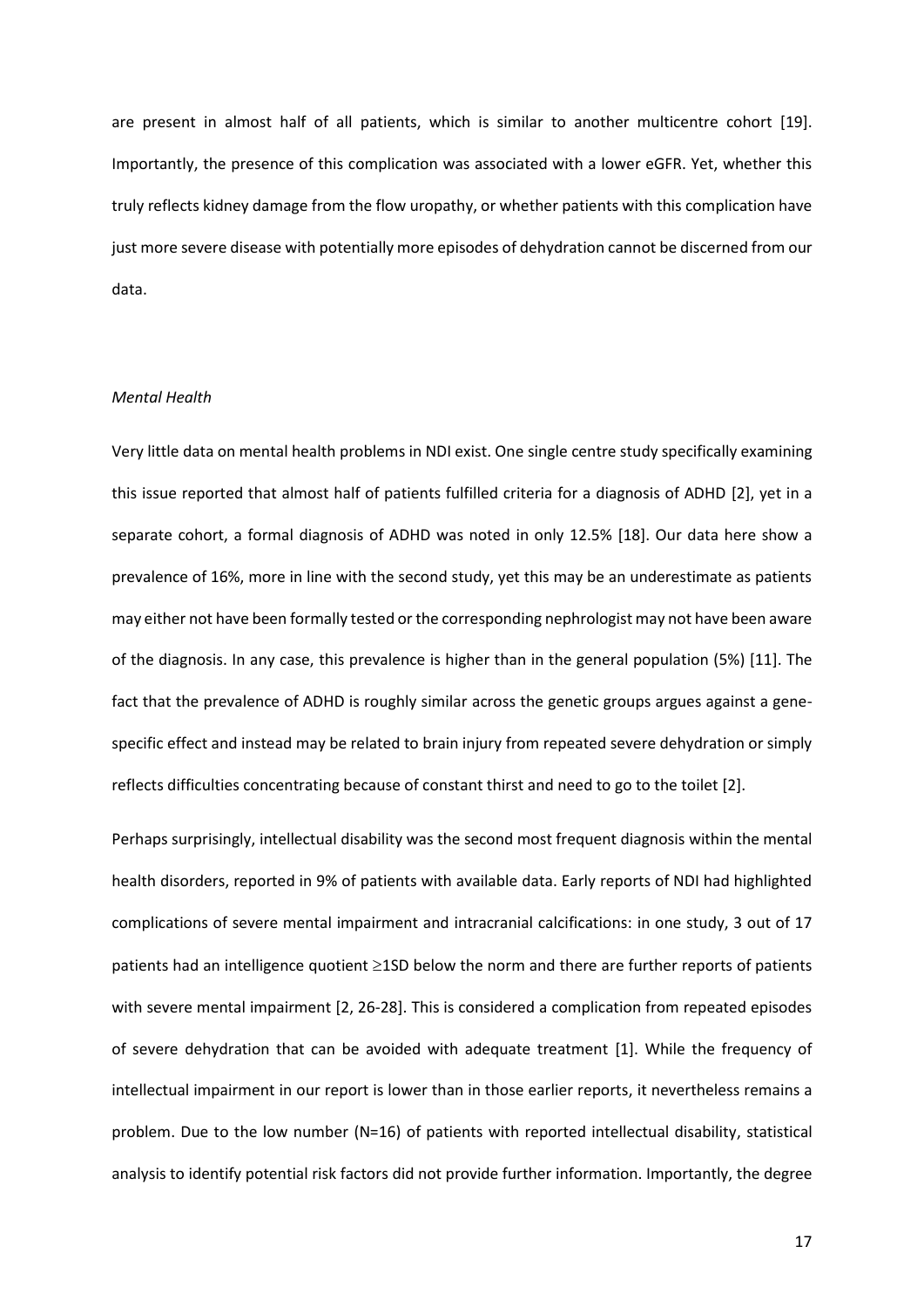are present in almost half of all patients, which is similar to another multicentre cohort [19]. Importantly, the presence of this complication was associated with a lower eGFR. Yet, whether this truly reflects kidney damage from the flow uropathy, or whether patients with this complication have just more severe disease with potentially more episodes of dehydration cannot be discerned from our data.

*Mental Health*

Very little data on mental health problems in NDI exist. One single centre study specifically examining this issue reported that almost half of patients fulfilled criteria for a diagnosis of ADHD [2], yet in a separate cohort, a formal diagnosis of ADHD was noted in only 12.5% [18]. Our data here show a prevalence of 16%, more in line with the second study, yet this may be an underestimate as patients may either not have been formally tested or the corresponding nephrologist may not have been aware of the diagnosis. In any case, this prevalence is higher than in the general population (5%) [11]. The fact that the prevalence of ADHD is roughly similar across the genetic groups argues against a gene-specific effect and instead may be related to brain injury from repeated severe dehydration or simply reflects difficulties concentrating because of constant thirst and need to go to the toilet [2].

Perhaps surprisingly, intellectual disability was the second most frequent diagnosis within the mental health disorders, reported in 9% of patients with available data. Early reports of NDI had highlighted complications of severe mental impairment and intracranial calcifications: in one study, 3 out of 17 patients had an intelligence quotient $\geq$1SD below the norm and there are further reports of patients with severe mental impairment [2, 26-28]. This is considered a complication from repeated episodes of severe dehydration that can be avoided with adequate treatment [1]. While the frequency of intellectual impairment in our report is lower than in those earlier reports, it nevertheless remains a problem. Due to the low number (N=16) of patients with reported intellectual disability, statistical analysis to identify potential risk factors did not provide further information. Importantly, the degree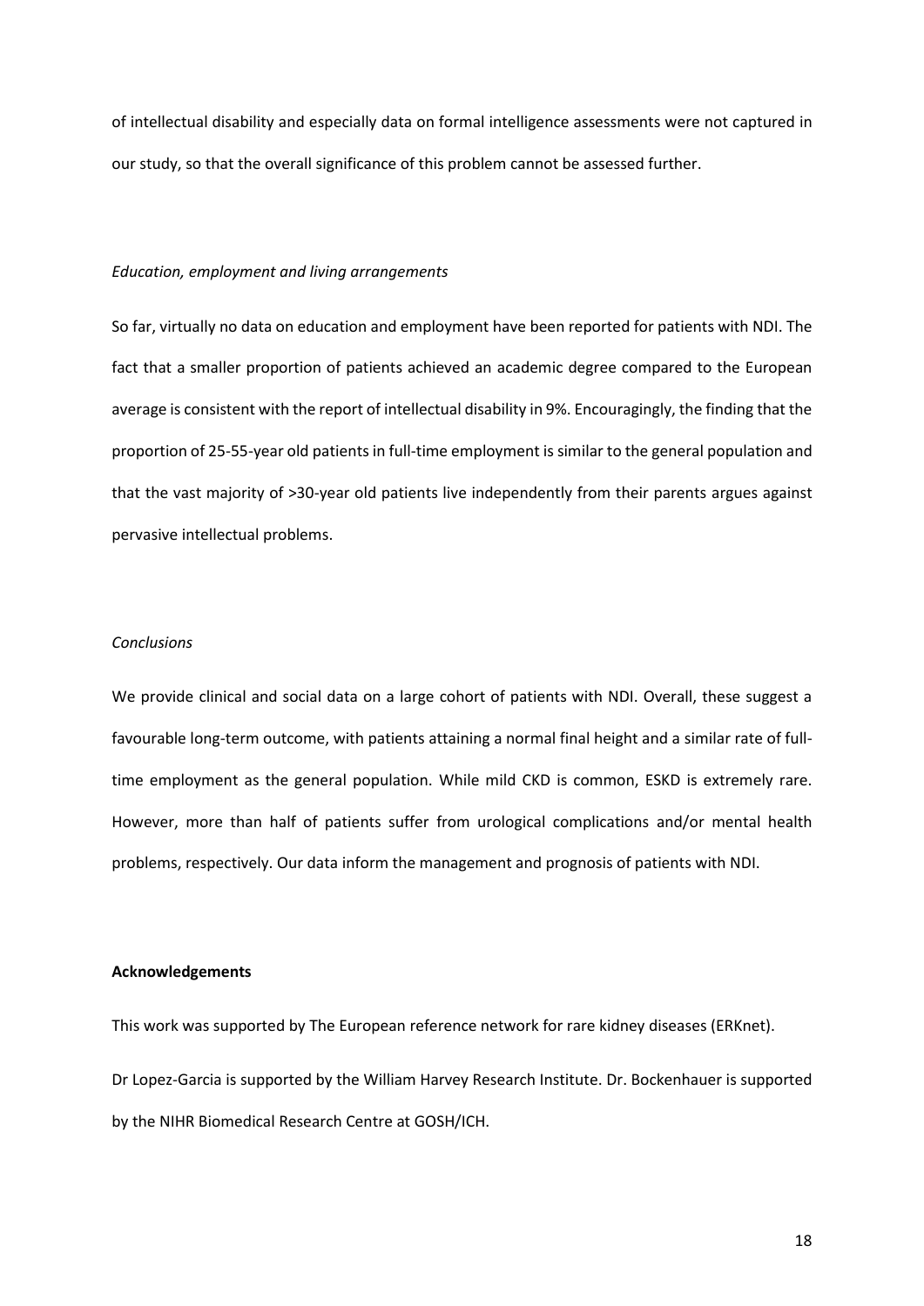of intellectual disability and especially data on formal intelligence assessments were not captured in our study, so that the overall significance of this problem cannot be assessed further.

*Education, employment and living arrangements*

So far, virtually no data on education and employment have been reported for patients with NDI. The fact that a smaller proportion of patients achieved an academic degree compared to the European average is consistent with the report of intellectual disability in 9%. Encouragingly, the finding that the proportion of 25-55-year old patients in full-time employment is similar to the general population and that the vast majority of >30-year old patients live independently from their parents argues against pervasive intellectual problems.

*Conclusions*

We provide clinical and social data on a large cohort of patients with NDI. Overall, these suggest a favourable long-term outcome, with patients attaining a normal final height and a similar rate of full-time employment as the general population. While mild CKD is common, ESKD is extremely rare. However, more than half of patients suffer from urological complications and/or mental health problems, respectively. Our data inform the management and prognosis of patients with NDI.

**Acknowledgements**

This work was supported by The European reference network for rare kidney diseases (ERKnet).

Dr Lopez-Garcia is supported by the William Harvey Research Institute. Dr. Bockenhauer is supported by the NIHR Biomedical Research Centre at GOSH/ICH.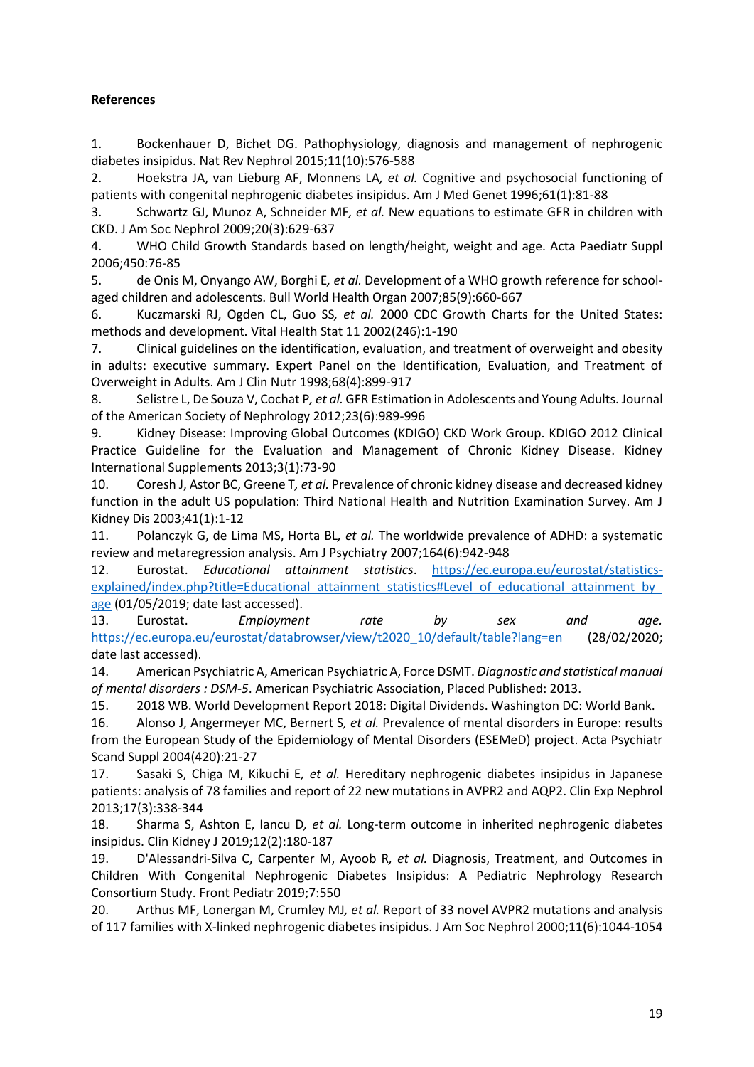**References**

1. Bockenhauer D, Bichet DG. Pathophysiology, diagnosis and management of nephrogenic diabetes insipidus. Nat Rev Nephrol 2015;11(10):576-588
2. Hoekstra JA, van Lieburg AF, Monnens LA*, et al.* Cognitive and psychosocial functioning of patients with congenital nephrogenic diabetes insipidus. Am J Med Genet 1996;61(1):81-88
3. Schwartz GJ, Munoz A, Schneider MF*, et al.* New equations to estimate GFR in children with CKD. J Am Soc Nephrol 2009;20(3):629-637
4. WHO Child Growth Standards based on length/height, weight and age. Acta Paediatr Suppl 2006;450:76-85
5. de Onis M, Onyango AW, Borghi E*, et al.* Development of a WHO growth reference for school-aged children and adolescents. Bull World Health Organ 2007;85(9):660-667
6. Kuczmarski RJ, Ogden CL, Guo SS*, et al.* 2000 CDC Growth Charts for the United States: methods and development. Vital Health Stat 11 2002(246):1-190
7. Clinical guidelines on the identification, evaluation, and treatment of overweight and obesity in adults: executive summary. Expert Panel on the Identification, Evaluation, and Treatment of Overweight in Adults. Am J Clin Nutr 1998;68(4):899-917
8. Selistre L, De Souza V, Cochat P*, et al.* GFR Estimation in Adolescents and Young Adults. Journal of the American Society of Nephrology 2012;23(6):989-996
9. Kidney Disease: Improving Global Outcomes (KDIGO) CKD Work Group. KDIGO 2012 Clinical Practice Guideline for the Evaluation and Management of Chronic Kidney Disease. Kidney International Supplements 2013;3(1):73-90
10. Coresh J, Astor BC, Greene T*, et al.* Prevalence of chronic kidney disease and decreased kidney function in the adult US population: Third National Health and Nutrition Examination Survey. Am J Kidney Dis 2003;41(1):1-12
11. Polanczyk G, de Lima MS, Horta BL*, et al.* The worldwide prevalence of ADHD: a systematic review and metaregression analysis. Am J Psychiatry 2007;164(6):942-948
12. Eurostat. *Educational attainment statistics*. https://ec.europa.eu/eurostat/statistics-explained/index.php?title=Educational_attainment_statistics#Level_of_educational_attainment_by_age (01/05/2019; date last accessed).
13. Eurostat. *Employment rate by sex and age.* https://ec.europa.eu/eurostat/databrowser/view/t2020_10/default/table?lang=en (28/02/2020; date last accessed).
14. American Psychiatric A, American Psychiatric A, Force DSMT. *Diagnostic and statistical manual of mental disorders : DSM-5*. American Psychiatric Association, Placed Published: 2013.
15. 2018 WB. World Development Report 2018: Digital Dividends. Washington DC: World Bank.
16. Alonso J, Angermeyer MC, Bernert S*, et al.* Prevalence of mental disorders in Europe: results from the European Study of the Epidemiology of Mental Disorders (ESEMeD) project. Acta Psychiatr Scand Suppl 2004(420):21-27
17. Sasaki S, Chiga M, Kikuchi E*, et al.* Hereditary nephrogenic diabetes insipidus in Japanese patients: analysis of 78 families and report of 22 new mutations in AVPR2 and AQP2. Clin Exp Nephrol 2013;17(3):338-344
18. Sharma S, Ashton E, Iancu D*, et al.* Long-term outcome in inherited nephrogenic diabetes insipidus. Clin Kidney J 2019;12(2):180-187
19. D'Alessandri-Silva C, Carpenter M, Ayoob R*, et al.* Diagnosis, Treatment, and Outcomes in Children With Congenital Nephrogenic Diabetes Insipidus: A Pediatric Nephrology Research Consortium Study. Front Pediatr 2019;7:550
20. Arthus MF, Lonergan M, Crumley MJ*, et al.* Report of 33 novel AVPR2 mutations and analysis of 117 families with X-linked nephrogenic diabetes insipidus. J Am Soc Nephrol 2000;11(6):1044-1054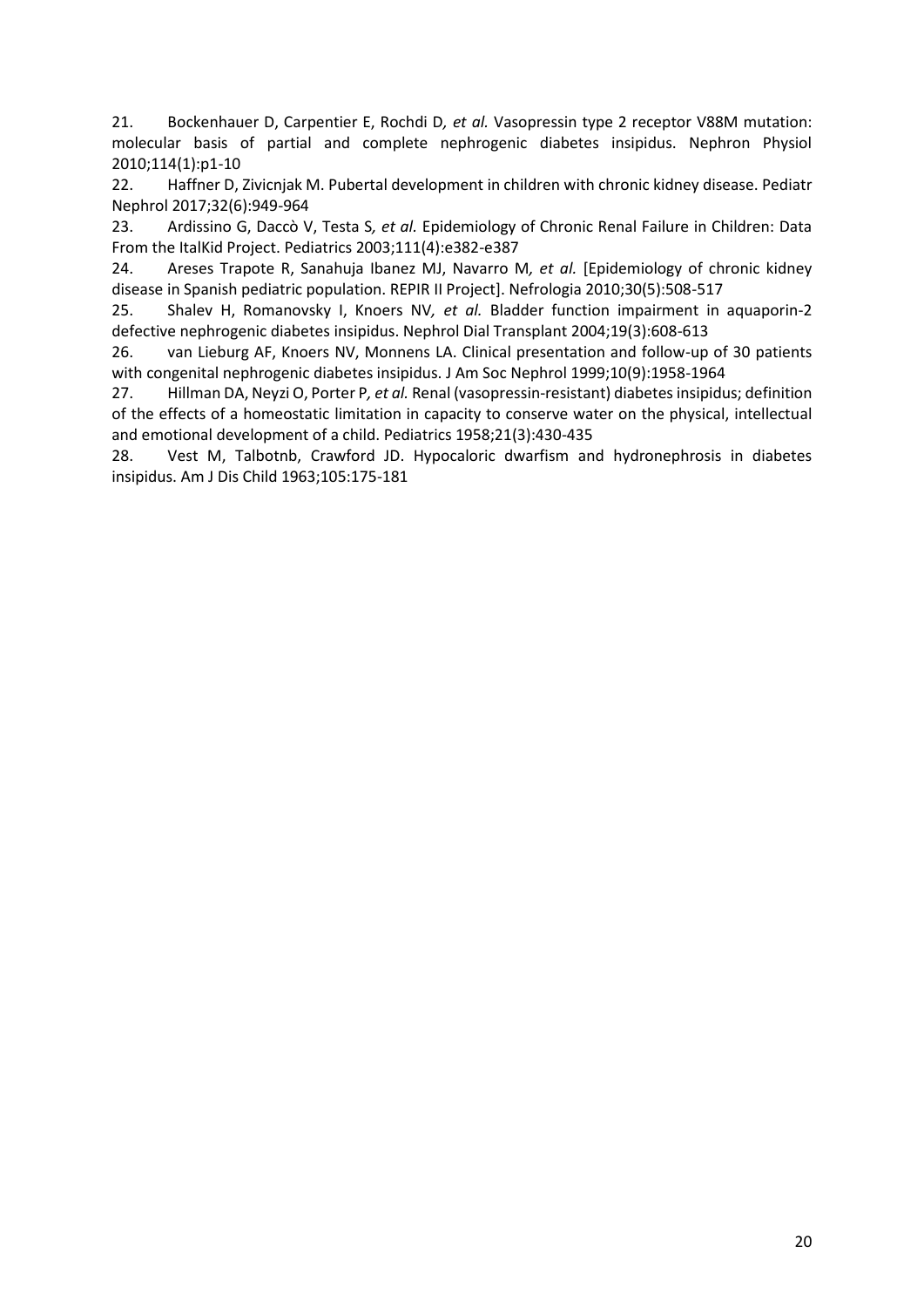21. Bockenhauer D, Carpentier E, Rochdi D*, et al.* Vasopressin type 2 receptor V88M mutation: molecular basis of partial and complete nephrogenic diabetes insipidus. Nephron Physiol 2010;114(1):p1-10

22. Haffner D, Zivicnjak M. Pubertal development in children with chronic kidney disease. Pediatr Nephrol 2017;32(6):949-964

23. Ardissino G, Daccò V, Testa S*, et al.* Epidemiology of Chronic Renal Failure in Children: Data From the ItalKid Project. Pediatrics 2003;111(4):e382-e387

24. Areses Trapote R, Sanahuja Ibanez MJ, Navarro M*, et al.* [Epidemiology of chronic kidney disease in Spanish pediatric population. REPIR II Project]. Nefrologia 2010;30(5):508-517

25. Shalev H, Romanovsky I, Knoers NV*, et al.* Bladder function impairment in aquaporin-2 defective nephrogenic diabetes insipidus. Nephrol Dial Transplant 2004;19(3):608-613

26. van Lieburg AF, Knoers NV, Monnens LA. Clinical presentation and follow-up of 30 patients with congenital nephrogenic diabetes insipidus. J Am Soc Nephrol 1999;10(9):1958-1964

27. Hillman DA, Neyzi O, Porter P*, et al.* Renal (vasopressin-resistant) diabetes insipidus; definition of the effects of a homeostatic limitation in capacity to conserve water on the physical, intellectual and emotional development of a child. Pediatrics 1958;21(3):430-435

28. Vest M, Talbotnb, Crawford JD. Hypocaloric dwarfism and hydronephrosis in diabetes insipidus. Am J Dis Child 1963;105:175-181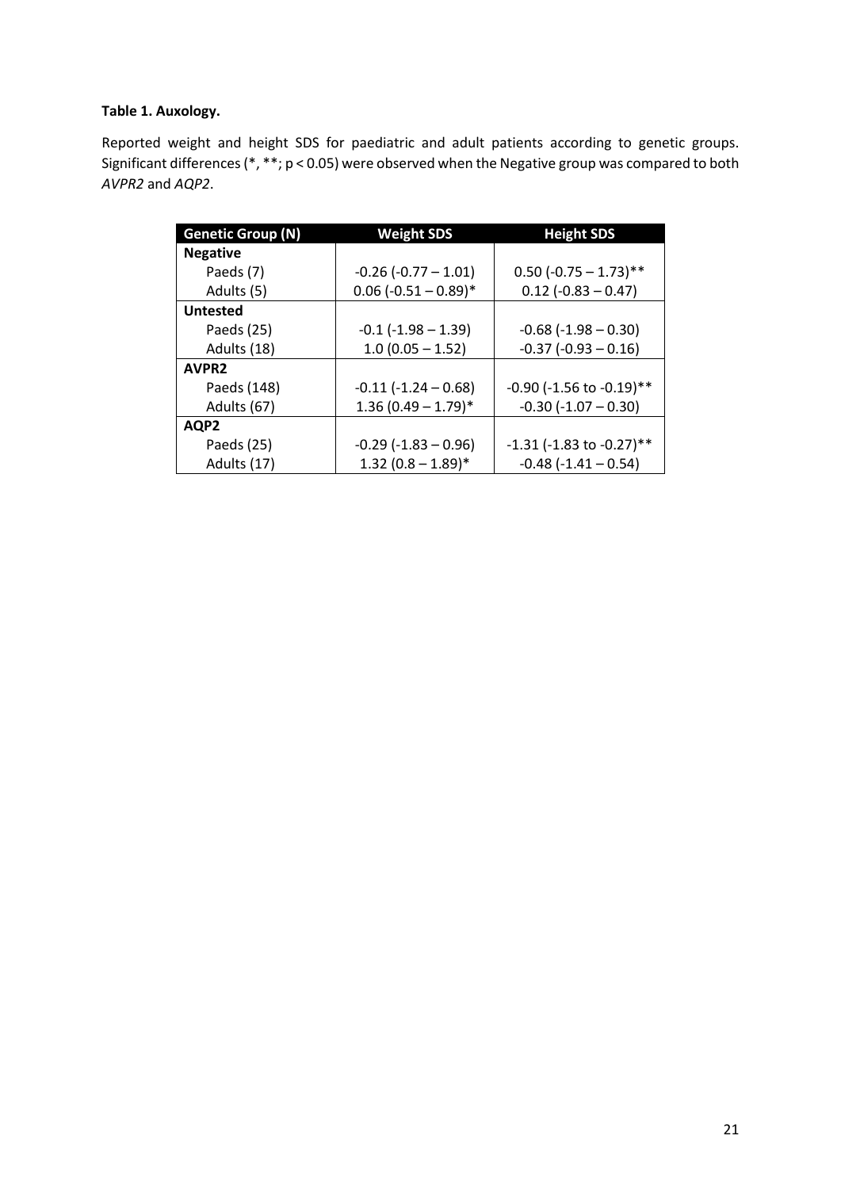**Table 1. Auxology.**

Reported weight and height SDS for paediatric and adult patients according to genetic groups. Significant differences (*, **; $p < 0.05$) were observed when the Negative group was compared to both *AVPR2* and *AQP2*.

| Genetic Group (N) | Weight SDS | Height SDS |
|---|---|---|
| **Negative** | | |
| Paeds (7) | -0.26 (-0.77 – 1.01) | 0.50 (-0.75 – 1.73)** |
| Adults (5) | 0.06 (-0.51 – 0.89)* | 0.12 (-0.83 – 0.47) |
| **Untested** | | |
| Paeds (25) | -0.1 (-1.98 – 1.39) | -0.68 (-1.98 – 0.30) |
| Adults (18) | 1.0 (0.05 – 1.52) | -0.37 (-0.93 – 0.16) |
| **AVPR2** | | |
| Paeds (148) | -0.11 (-1.24 – 0.68) | -0.90 (-1.56 to -0.19)** |
| Adults (67) | 1.36 (0.49 – 1.79)* | -0.30 (-1.07 – 0.30) |
| **AQP2** | | |
| Paeds (25) | -0.29 (-1.83 – 0.96) | -1.31 (-1.83 to -0.27)** |
| Adults (17) | 1.32 (0.8 – 1.89)* | -0.48 (-1.41 – 0.54) |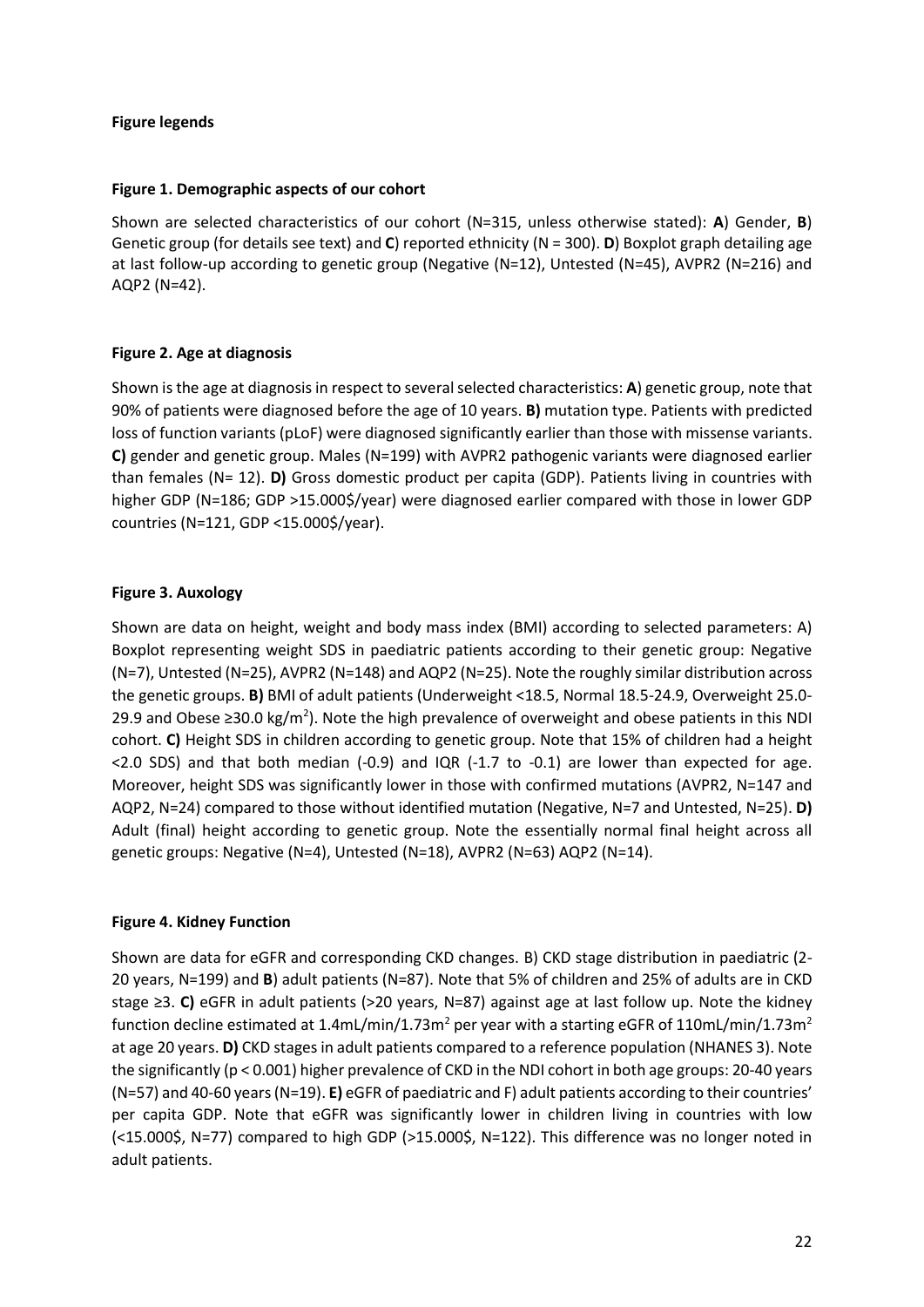**Figure legends**

**Figure 1. Demographic aspects of our cohort**

Shown are selected characteristics of our cohort (N=315, unless otherwise stated): **A**) Gender, **B**) Genetic group (for details see text) and **C**) reported ethnicity (N = 300). **D**) Boxplot graph detailing age at last follow-up according to genetic group (Negative (N=12), Untested (N=45), AVPR2 (N=216) and AQP2 (N=42).

**Figure 2. Age at diagnosis**

Shown is the age at diagnosis in respect to several selected characteristics: **A**) genetic group, note that 90% of patients were diagnosed before the age of 10 years. **B)** mutation type. Patients with predicted loss of function variants (pLoF) were diagnosed significantly earlier than those with missense variants. **C)** gender and genetic group. Males (N=199) with AVPR2 pathogenic variants were diagnosed earlier than females (N= 12). **D)** Gross domestic product per capita (GDP). Patients living in countries with higher GDP (N=186; GDP >15.000$/year) were diagnosed earlier compared with those in lower GDP countries (N=121, GDP <15.000$/year).

**Figure 3. Auxology**

Shown are data on height, weight and body mass index (BMI) according to selected parameters: A) Boxplot representing weight SDS in paediatric patients according to their genetic group: Negative (N=7), Untested (N=25), AVPR2 (N=148) and AQP2 (N=25). Note the roughly similar distribution across the genetic groups. **B)** BMI of adult patients (Underweight <18.5, Normal 18.5-24.9, Overweight 25.0-29.9 and Obese ≥30.0 kg/m$^2$). Note the high prevalence of overweight and obese patients in this NDI cohort. **C)** Height SDS in children according to genetic group. Note that 15% of children had a height <2.0 SDS) and that both median (-0.9) and IQR (-1.7 to -0.1) are lower than expected for age. Moreover, height SDS was significantly lower in those with confirmed mutations (AVPR2, N=147 and AQP2, N=24) compared to those without identified mutation (Negative, N=7 and Untested, N=25). **D)** Adult (final) height according to genetic group. Note the essentially normal final height across all genetic groups: Negative (N=4), Untested (N=18), AVPR2 (N=63) AQP2 (N=14).

**Figure 4. Kidney Function**

Shown are data for eGFR and corresponding CKD changes. B) CKD stage distribution in paediatric (2-20 years, N=199) and **B**) adult patients (N=87). Note that 5% of children and 25% of adults are in CKD stage ≥3. **C)** eGFR in adult patients (>20 years, N=87) against age at last follow up. Note the kidney function decline estimated at 1.4mL/min/1.73m$^2$ per year with a starting eGFR of 110mL/min/1.73m$^2$ at age 20 years. **D)** CKD stages in adult patients compared to a reference population (NHANES 3). Note the significantly ($p < 0.001$) higher prevalence of CKD in the NDI cohort in both age groups: 20-40 years (N=57) and 40-60 years (N=19). **E)** eGFR of paediatric and F) adult patients according to their countries' per capita GDP. Note that eGFR was significantly lower in children living in countries with low (<15.000$, N=77) compared to high GDP (>15.000$, N=122). This difference was no longer noted in adult patients.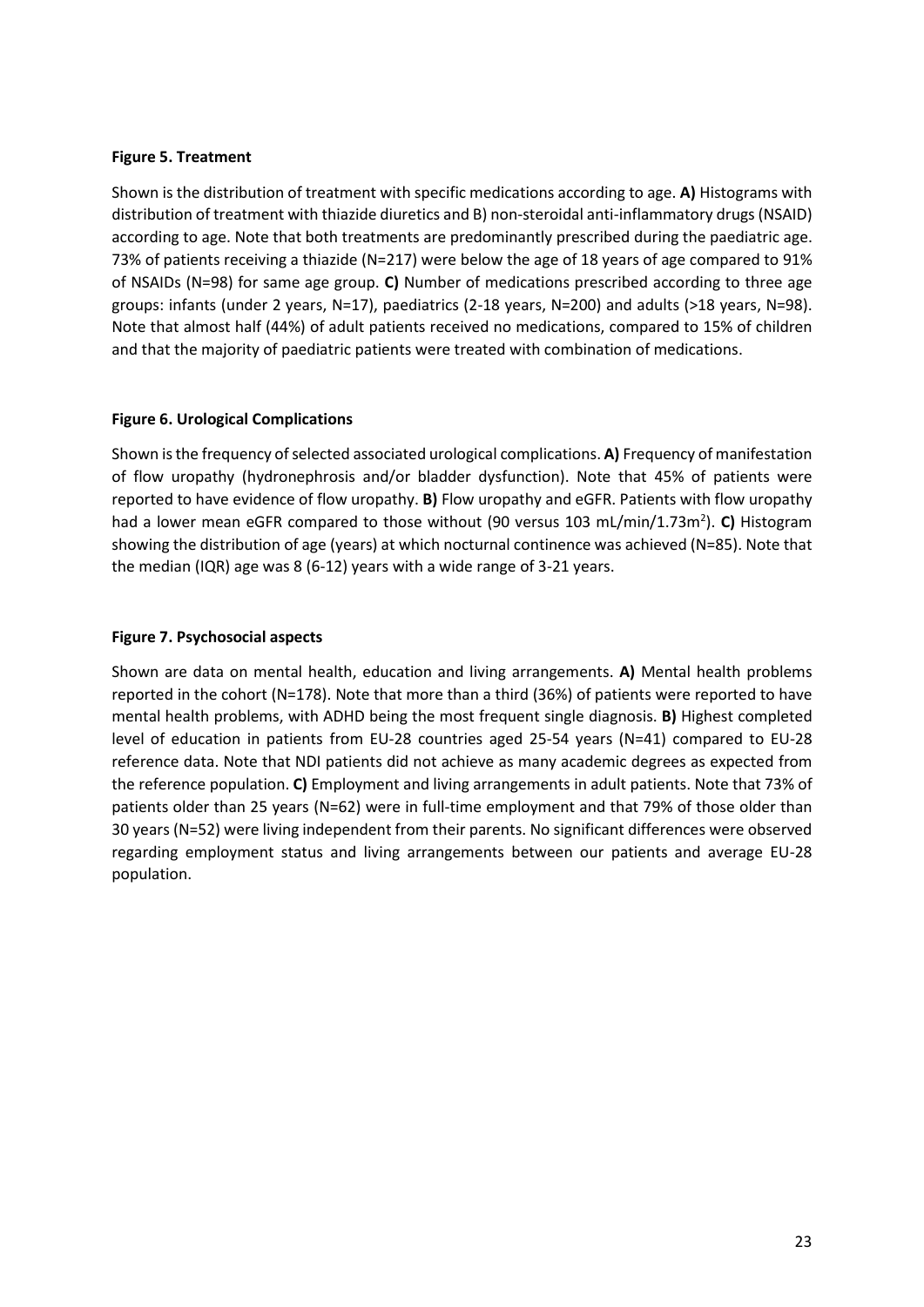**Figure 5. Treatment**

Shown is the distribution of treatment with specific medications according to age. **A)** Histograms with distribution of treatment with thiazide diuretics and B) non-steroidal anti-inflammatory drugs (NSAID) according to age. Note that both treatments are predominantly prescribed during the paediatric age. 73% of patients receiving a thiazide (N=217) were below the age of 18 years of age compared to 91% of NSAIDs (N=98) for same age group. **C)** Number of medications prescribed according to three age groups: infants (under 2 years, N=17), paediatrics (2-18 years, N=200) and adults (>18 years, N=98). Note that almost half (44%) of adult patients received no medications, compared to 15% of children and that the majority of paediatric patients were treated with combination of medications.

**Figure 6. Urological Complications**

Shown is the frequency of selected associated urological complications. **A)** Frequency of manifestation of flow uropathy (hydronephrosis and/or bladder dysfunction). Note that 45% of patients were reported to have evidence of flow uropathy. **B)** Flow uropathy and eGFR. Patients with flow uropathy had a lower mean eGFR compared to those without (90 versus 103 mL/min/1.73m$^2$). **C)** Histogram showing the distribution of age (years) at which nocturnal continence was achieved (N=85). Note that the median (IQR) age was 8 (6-12) years with a wide range of 3-21 years.

**Figure 7. Psychosocial aspects**

Shown are data on mental health, education and living arrangements. **A)** Mental health problems reported in the cohort (N=178). Note that more than a third (36%) of patients were reported to have mental health problems, with ADHD being the most frequent single diagnosis. **B)** Highest completed level of education in patients from EU-28 countries aged 25-54 years (N=41) compared to EU-28 reference data. Note that NDI patients did not achieve as many academic degrees as expected from the reference population. **C)** Employment and living arrangements in adult patients. Note that 73% of patients older than 25 years (N=62) were in full-time employment and that 79% of those older than 30 years (N=52) were living independent from their parents. No significant differences were observed regarding employment status and living arrangements between our patients and average EU-28 population.